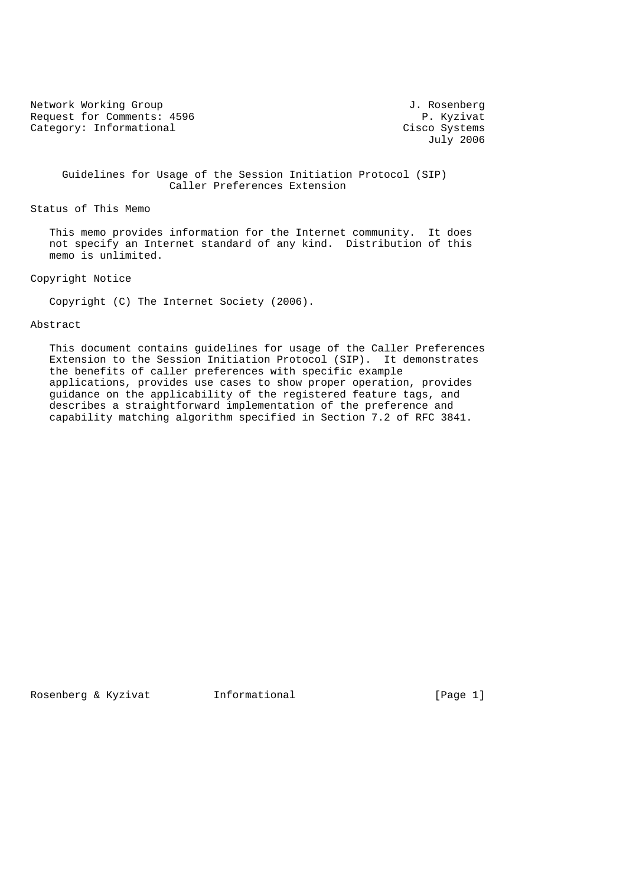Network Working Group J. Rosenberg
Request for Comments: 4596 P. Kyzivat
Category: Informational Cisco Systems
July 2006

# Guidelines for Usage of the Session Initiation Protocol (SIP) Caller Preferences Extension

## Status of This Memo

This memo provides information for the Internet community. It does not specify an Internet standard of any kind. Distribution of this memo is unlimited.

## Copyright Notice

Copyright (C) The Internet Society (2006).

## Abstract

This document contains guidelines for usage of the Caller Preferences Extension to the Session Initiation Protocol (SIP). It demonstrates the benefits of caller preferences with specific example applications, provides use cases to show proper operation, provides guidance on the applicability of the registered feature tags, and describes a straightforward implementation of the preference and capability matching algorithm specified in Section 7.2 of RFC 3841.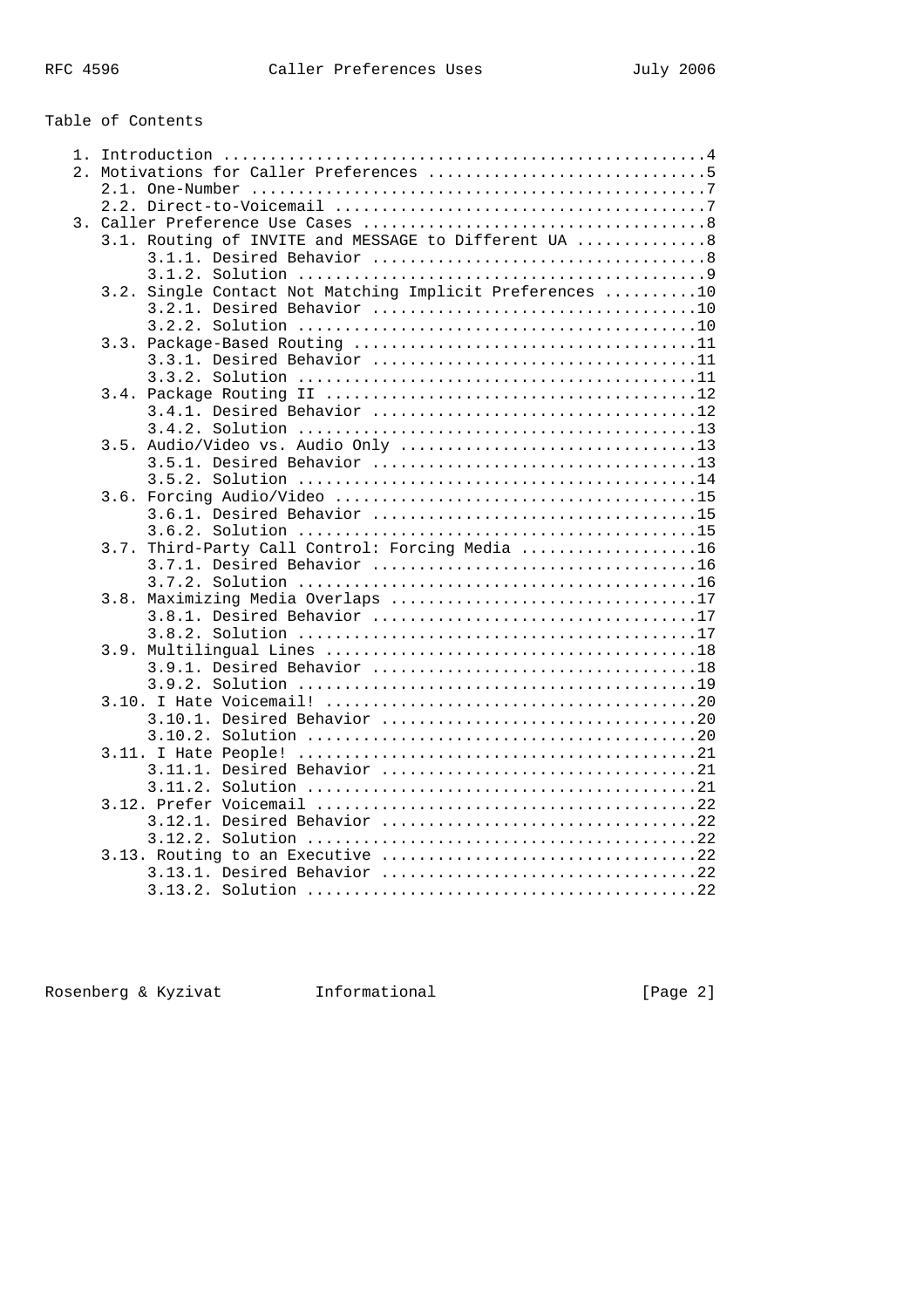Table of Contents

```
   1. Introduction ....................................................4
   2. Motivations for Caller Preferences ..............................5
      2.1. One-Number .................................................7
      2.2. Direct-to-Voicemail ........................................7
   3. Caller Preference Use Cases .....................................8
      3.1. Routing of INVITE and MESSAGE to Different UA ..............8
           3.1.1. Desired Behavior ....................................8
           3.1.2. Solution ............................................9
      3.2. Single Contact Not Matching Implicit Preferences ..........10
           3.2.1. Desired Behavior ...................................10
           3.2.2. Solution ...........................................10
      3.3. Package-Based Routing .....................................11
           3.3.1. Desired Behavior ...................................11
           3.3.2. Solution ...........................................11
      3.4. Package Routing II ........................................12
           3.4.1. Desired Behavior ...................................12
           3.4.2. Solution ...........................................13
      3.5. Audio/Video vs. Audio Only ................................13
           3.5.1. Desired Behavior ...................................13
           3.5.2. Solution ...........................................14
      3.6. Forcing Audio/Video .......................................15
           3.6.1. Desired Behavior ...................................15
           3.6.2. Solution ...........................................15
      3.7. Third-Party Call Control: Forcing Media ...................16
           3.7.1. Desired Behavior ...................................16
           3.7.2. Solution ...........................................16
      3.8. Maximizing Media Overlaps .................................17
           3.8.1. Desired Behavior ...................................17
           3.8.2. Solution ...........................................17
      3.9. Multilingual Lines ........................................18
           3.9.1. Desired Behavior ...................................18
           3.9.2. Solution ...........................................19
      3.10. I Hate Voicemail! ........................................20
           3.10.1. Desired Behavior ..................................20
           3.10.2. Solution ..........................................20
      3.11. I Hate People! ...........................................21
           3.11.1. Desired Behavior ..................................21
           3.11.2. Solution ..........................................21
      3.12. Prefer Voicemail .........................................22
           3.12.1. Desired Behavior ..................................22
           3.12.2. Solution ..........................................22
      3.13. Routing to an Executive ..................................22
           3.13.1. Desired Behavior ..................................22
           3.13.2. Solution ..........................................22
```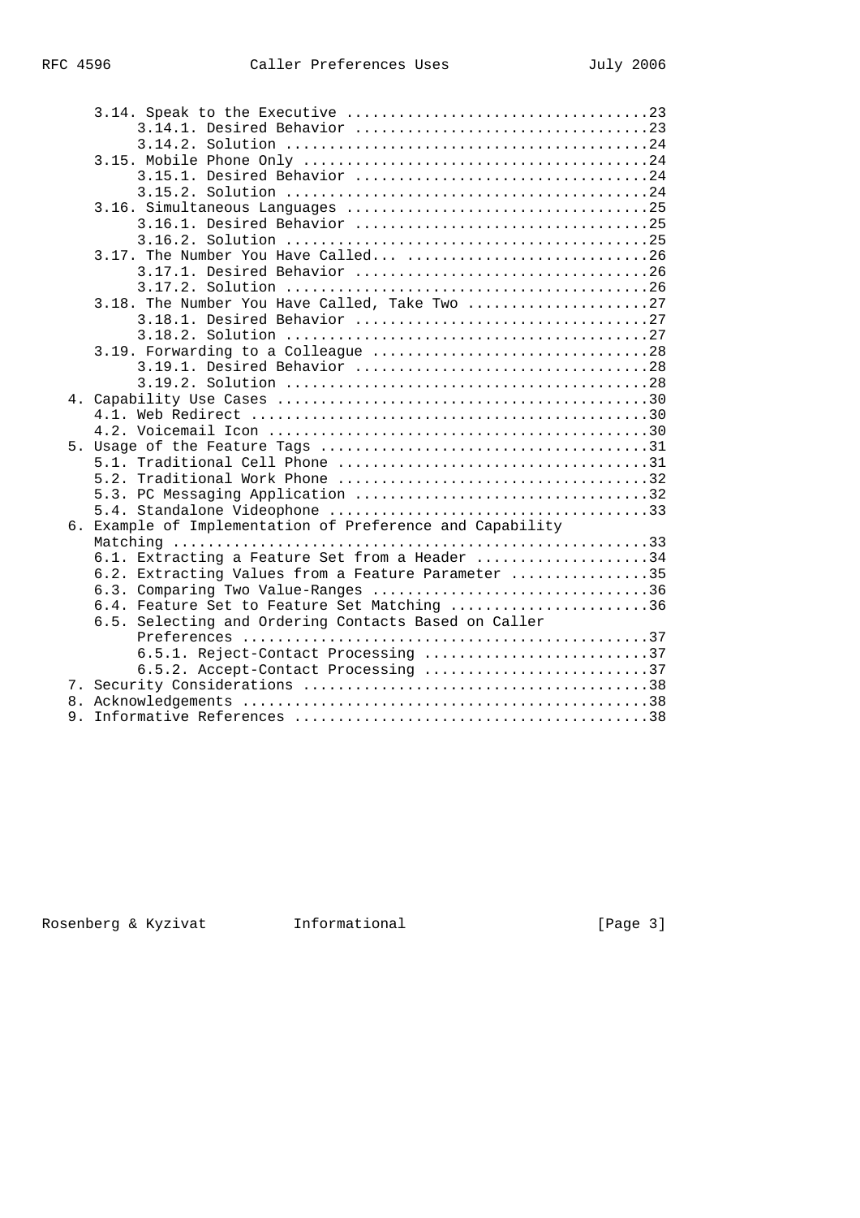```
      3.14. Speak to the Executive ...................................23
           3.14.1. Desired Behavior ..................................23
           3.14.2. Solution ..........................................24
      3.15. Mobile Phone Only ........................................24
           3.15.1. Desired Behavior ..................................24
           3.15.2. Solution ..........................................24
      3.16. Simultaneous Languages ...................................25
           3.16.1. Desired Behavior ..................................25
           3.16.2. Solution ..........................................25
      3.17. The Number You Have Called... ............................26
           3.17.1. Desired Behavior ..................................26
           3.17.2. Solution ..........................................26
      3.18. The Number You Have Called, Take Two .....................27
           3.18.1. Desired Behavior ..................................27
           3.18.2. Solution ..........................................27
      3.19. Forwarding to a Colleague ................................28
           3.19.1. Desired Behavior ..................................28
           3.19.2. Solution ..........................................28
   4. Capability Use Cases ...........................................30
      4.1. Web Redirect ..............................................30
      4.2. Voicemail Icon ............................................30
   5. Usage of the Feature Tags ......................................31
      5.1. Traditional Cell Phone ....................................31
      5.2. Traditional Work Phone ....................................32
      5.3. PC Messaging Application ..................................32
      5.4. Standalone Videophone .....................................33
   6. Example of Implementation of Preference and Capability
      Matching .......................................................33
      6.1. Extracting a Feature Set from a Header ....................34
      6.2. Extracting Values from a Feature Parameter ................35
      6.3. Comparing Two Value-Ranges ................................36
      6.4. Feature Set to Feature Set Matching .......................36
      6.5. Selecting and Ordering Contacts Based on Caller
           Preferences ...............................................37
           6.5.1. Reject-Contact Processing ..........................37
           6.5.2. Accept-Contact Processing ..........................37
   7. Security Considerations ........................................38
   8. Acknowledgements ...............................................38
   9. Informative References .........................................38
```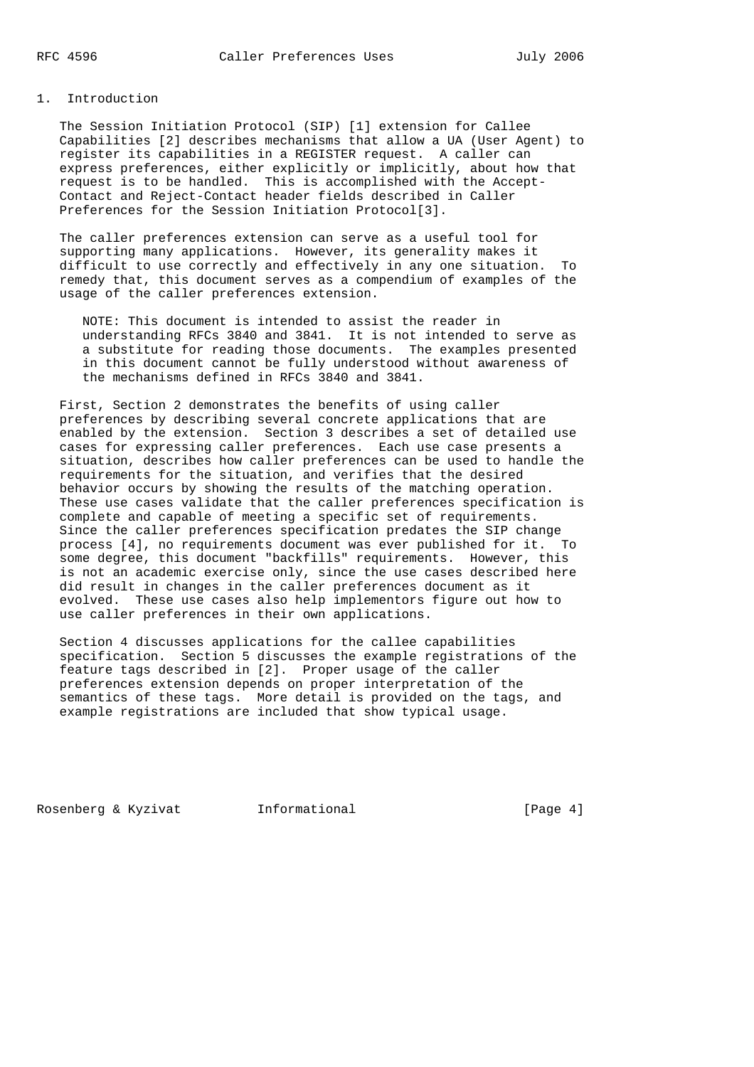## 1. Introduction

The Session Initiation Protocol (SIP) [1] extension for Callee Capabilities [2] describes mechanisms that allow a UA (User Agent) to register its capabilities in a REGISTER request. A caller can express preferences, either explicitly or implicitly, about how that request is to be handled. This is accomplished with the Accept-Contact and Reject-Contact header fields described in Caller Preferences for the Session Initiation Protocol[3].

The caller preferences extension can serve as a useful tool for supporting many applications. However, its generality makes it difficult to use correctly and effectively in any one situation. To remedy that, this document serves as a compendium of examples of the usage of the caller preferences extension.

> NOTE: This document is intended to assist the reader in understanding RFCs 3840 and 3841. It is not intended to serve as a substitute for reading those documents. The examples presented in this document cannot be fully understood without awareness of the mechanisms defined in RFCs 3840 and 3841.

First, Section 2 demonstrates the benefits of using caller preferences by describing several concrete applications that are enabled by the extension. Section 3 describes a set of detailed use cases for expressing caller preferences. Each use case presents a situation, describes how caller preferences can be used to handle the requirements for the situation, and verifies that the desired behavior occurs by showing the results of the matching operation. These use cases validate that the caller preferences specification is complete and capable of meeting a specific set of requirements. Since the caller preferences specification predates the SIP change process [4], no requirements document was ever published for it. To some degree, this document "backfills" requirements. However, this is not an academic exercise only, since the use cases described here did result in changes in the caller preferences document as it evolved. These use cases also help implementors figure out how to use caller preferences in their own applications.

Section 4 discusses applications for the callee capabilities specification. Section 5 discusses the example registrations of the feature tags described in [2]. Proper usage of the caller preferences extension depends on proper interpretation of the semantics of these tags. More detail is provided on the tags, and example registrations are included that show typical usage.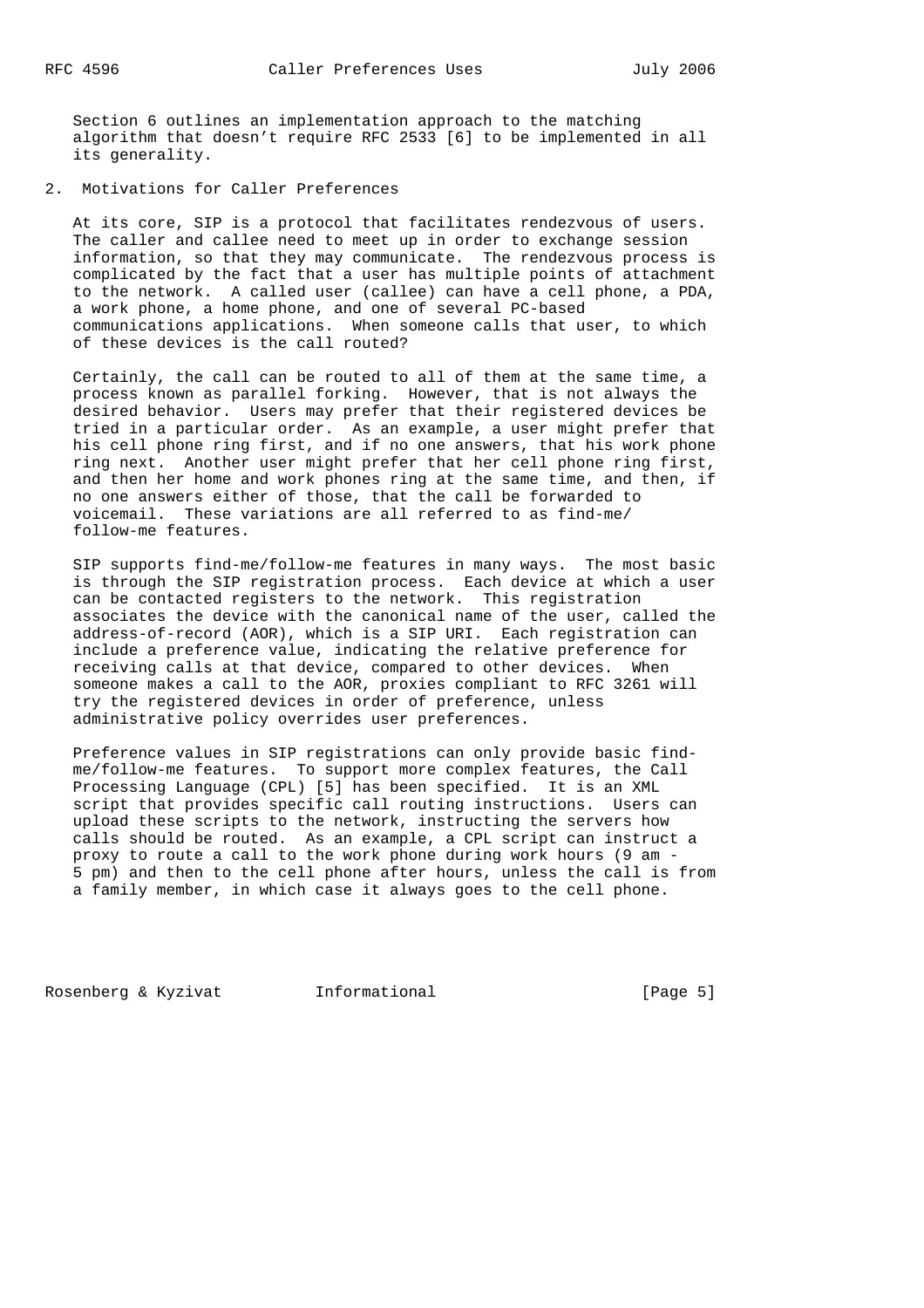Section 6 outlines an implementation approach to the matching algorithm that doesn't require RFC 2533 [6] to be implemented in all its generality.

## 2. Motivations for Caller Preferences

At its core, SIP is a protocol that facilitates rendezvous of users. The caller and callee need to meet up in order to exchange session information, so that they may communicate. The rendezvous process is complicated by the fact that a user has multiple points of attachment to the network. A called user (callee) can have a cell phone, a PDA, a work phone, a home phone, and one of several PC-based communications applications. When someone calls that user, to which of these devices is the call routed?

Certainly, the call can be routed to all of them at the same time, a process known as parallel forking. However, that is not always the desired behavior. Users may prefer that their registered devices be tried in a particular order. As an example, a user might prefer that his cell phone ring first, and if no one answers, that his work phone ring next. Another user might prefer that her cell phone ring first, and then her home and work phones ring at the same time, and then, if no one answers either of those, that the call be forwarded to voicemail. These variations are all referred to as find-me/follow-me features.

SIP supports find-me/follow-me features in many ways. The most basic is through the SIP registration process. Each device at which a user can be contacted registers to the network. This registration associates the device with the canonical name of the user, called the address-of-record (AOR), which is a SIP URI. Each registration can include a preference value, indicating the relative preference for receiving calls at that device, compared to other devices. When someone makes a call to the AOR, proxies compliant to RFC 3261 will try the registered devices in order of preference, unless administrative policy overrides user preferences.

Preference values in SIP registrations can only provide basic find-me/follow-me features. To support more complex features, the Call Processing Language (CPL) [5] has been specified. It is an XML script that provides specific call routing instructions. Users can upload these scripts to the network, instructing the servers how calls should be routed. As an example, a CPL script can instruct a proxy to route a call to the work phone during work hours (9 am - 5 pm) and then to the cell phone after hours, unless the call is from a family member, in which case it always goes to the cell phone.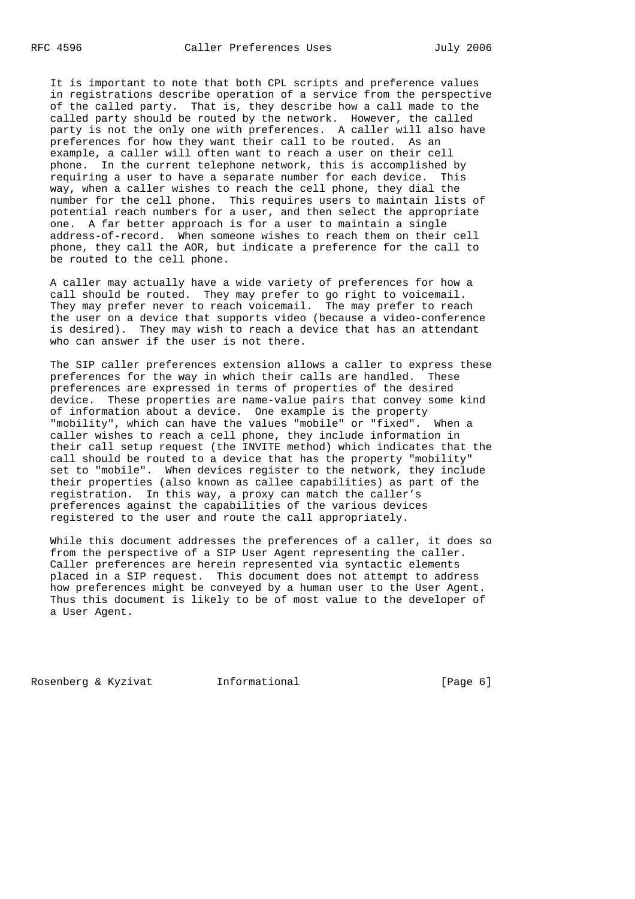It is important to note that both CPL scripts and preference values in registrations describe operation of a service from the perspective of the called party. That is, they describe how a call made to the called party should be routed by the network. However, the called party is not the only one with preferences. A caller will also have preferences for how they want their call to be routed. As an example, a caller will often want to reach a user on their cell phone. In the current telephone network, this is accomplished by requiring a user to have a separate number for each device. This way, when a caller wishes to reach the cell phone, they dial the number for the cell phone. This requires users to maintain lists of potential reach numbers for a user, and then select the appropriate one. A far better approach is for a user to maintain a single address-of-record. When someone wishes to reach them on their cell phone, they call the AOR, but indicate a preference for the call to be routed to the cell phone.

A caller may actually have a wide variety of preferences for how a call should be routed. They may prefer to go right to voicemail. They may prefer never to reach voicemail. The may prefer to reach the user on a device that supports video (because a video-conference is desired). They may wish to reach a device that has an attendant who can answer if the user is not there.

The SIP caller preferences extension allows a caller to express these preferences for the way in which their calls are handled. These preferences are expressed in terms of properties of the desired device. These properties are name-value pairs that convey some kind of information about a device. One example is the property "mobility", which can have the values "mobile" or "fixed". When a caller wishes to reach a cell phone, they include information in their call setup request (the INVITE method) which indicates that the call should be routed to a device that has the property "mobility" set to "mobile". When devices register to the network, they include their properties (also known as callee capabilities) as part of the registration. In this way, a proxy can match the caller's preferences against the capabilities of the various devices registered to the user and route the call appropriately.

While this document addresses the preferences of a caller, it does so from the perspective of a SIP User Agent representing the caller. Caller preferences are herein represented via syntactic elements placed in a SIP request. This document does not attempt to address how preferences might be conveyed by a human user to the User Agent. Thus this document is likely to be of most value to the developer of a User Agent.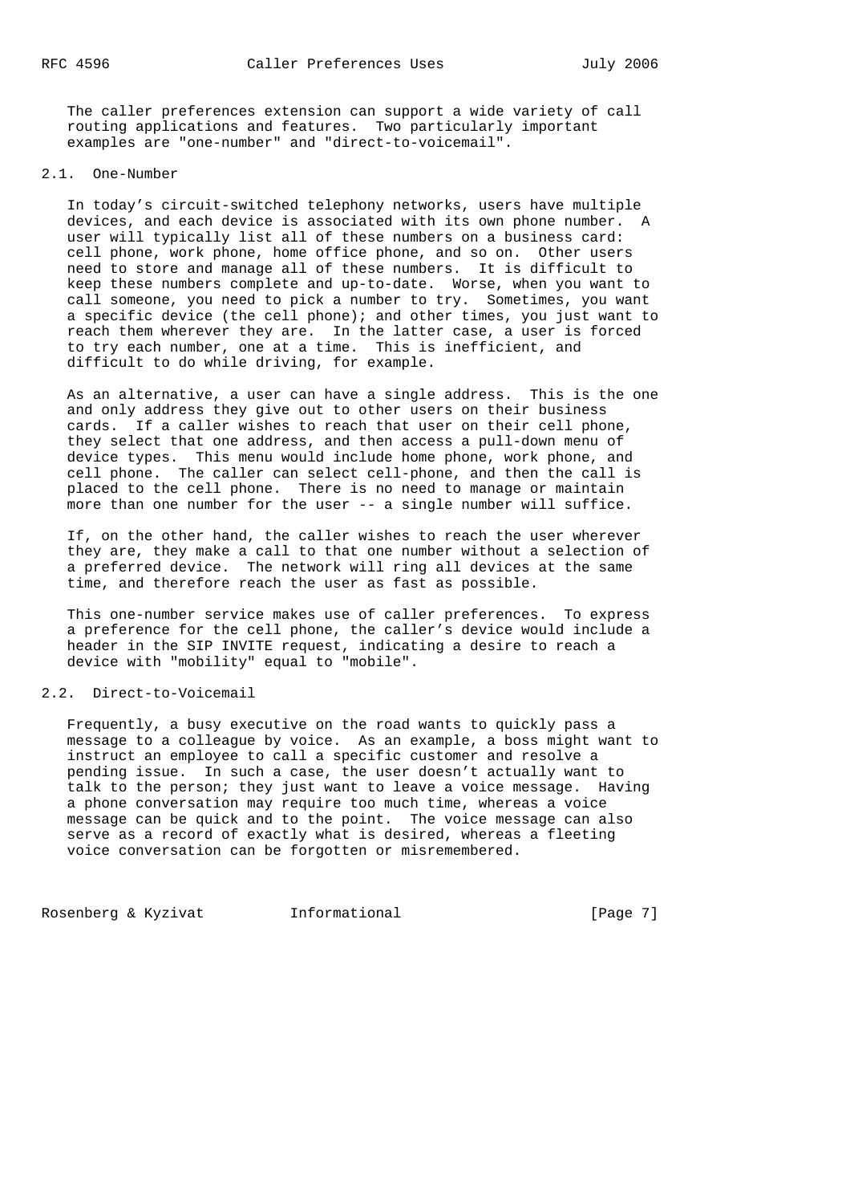The caller preferences extension can support a wide variety of call routing applications and features. Two particularly important examples are "one-number" and "direct-to-voicemail".

## 2.1. One-Number

In today's circuit-switched telephony networks, users have multiple devices, and each device is associated with its own phone number. A user will typically list all of these numbers on a business card: cell phone, work phone, home office phone, and so on. Other users need to store and manage all of these numbers. It is difficult to keep these numbers complete and up-to-date. Worse, when you want to call someone, you need to pick a number to try. Sometimes, you want a specific device (the cell phone); and other times, you just want to reach them wherever they are. In the latter case, a user is forced to try each number, one at a time. This is inefficient, and difficult to do while driving, for example.

As an alternative, a user can have a single address. This is the one and only address they give out to other users on their business cards. If a caller wishes to reach that user on their cell phone, they select that one address, and then access a pull-down menu of device types. This menu would include home phone, work phone, and cell phone. The caller can select cell-phone, and then the call is placed to the cell phone. There is no need to manage or maintain more than one number for the user -- a single number will suffice.

If, on the other hand, the caller wishes to reach the user wherever they are, they make a call to that one number without a selection of a preferred device. The network will ring all devices at the same time, and therefore reach the user as fast as possible.

This one-number service makes use of caller preferences. To express a preference for the cell phone, the caller's device would include a header in the SIP INVITE request, indicating a desire to reach a device with "mobility" equal to "mobile".

## 2.2. Direct-to-Voicemail

Frequently, a busy executive on the road wants to quickly pass a message to a colleague by voice. As an example, a boss might want to instruct an employee to call a specific customer and resolve a pending issue. In such a case, the user doesn't actually want to talk to the person; they just want to leave a voice message. Having a phone conversation may require too much time, whereas a voice message can be quick and to the point. The voice message can also serve as a record of exactly what is desired, whereas a fleeting voice conversation can be forgotten or misremembered.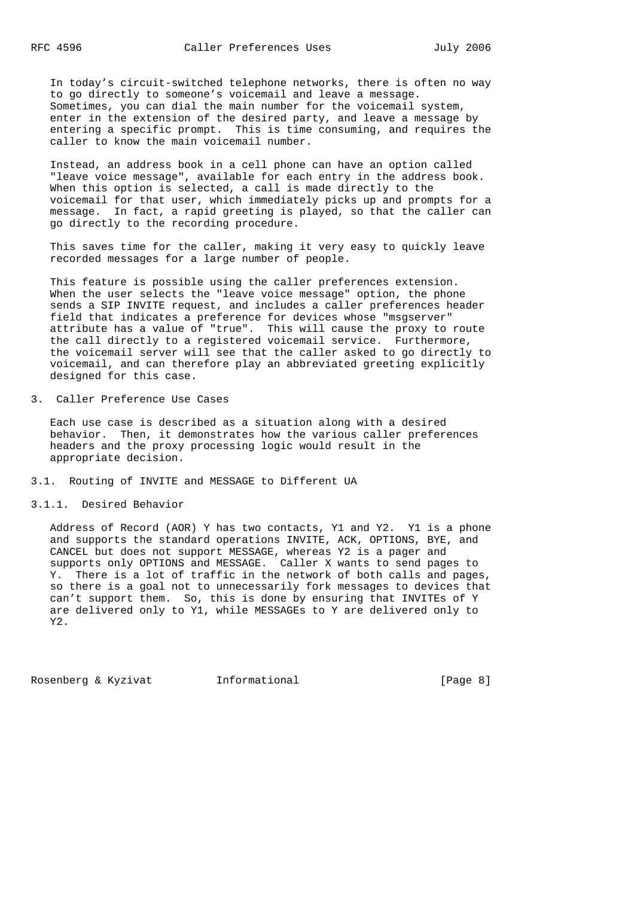In today's circuit-switched telephone networks, there is often no way to go directly to someone's voicemail and leave a message. Sometimes, you can dial the main number for the voicemail system, enter in the extension of the desired party, and leave a message by entering a specific prompt. This is time consuming, and requires the caller to know the main voicemail number.

Instead, an address book in a cell phone can have an option called "leave voice message", available for each entry in the address book. When this option is selected, a call is made directly to the voicemail for that user, which immediately picks up and prompts for a message. In fact, a rapid greeting is played, so that the caller can go directly to the recording procedure.

This saves time for the caller, making it very easy to quickly leave recorded messages for a large number of people.

This feature is possible using the caller preferences extension. When the user selects the "leave voice message" option, the phone sends a SIP INVITE request, and includes a caller preferences header field that indicates a preference for devices whose "msgserver" attribute has a value of "true". This will cause the proxy to route the call directly to a registered voicemail service. Furthermore, the voicemail server will see that the caller asked to go directly to voicemail, and can therefore play an abbreviated greeting explicitly designed for this case.

## 3. Caller Preference Use Cases

Each use case is described as a situation along with a desired behavior. Then, it demonstrates how the various caller preferences headers and the proxy processing logic would result in the appropriate decision.

### 3.1. Routing of INVITE and MESSAGE to Different UA

#### 3.1.1. Desired Behavior

Address of Record (AOR) Y has two contacts, Y1 and Y2. Y1 is a phone and supports the standard operations INVITE, ACK, OPTIONS, BYE, and CANCEL but does not support MESSAGE, whereas Y2 is a pager and supports only OPTIONS and MESSAGE. Caller X wants to send pages to Y. There is a lot of traffic in the network of both calls and pages, so there is a goal not to unnecessarily fork messages to devices that can't support them. So, this is done by ensuring that INVITEs of Y are delivered only to Y1, while MESSAGEs to Y are delivered only to Y2.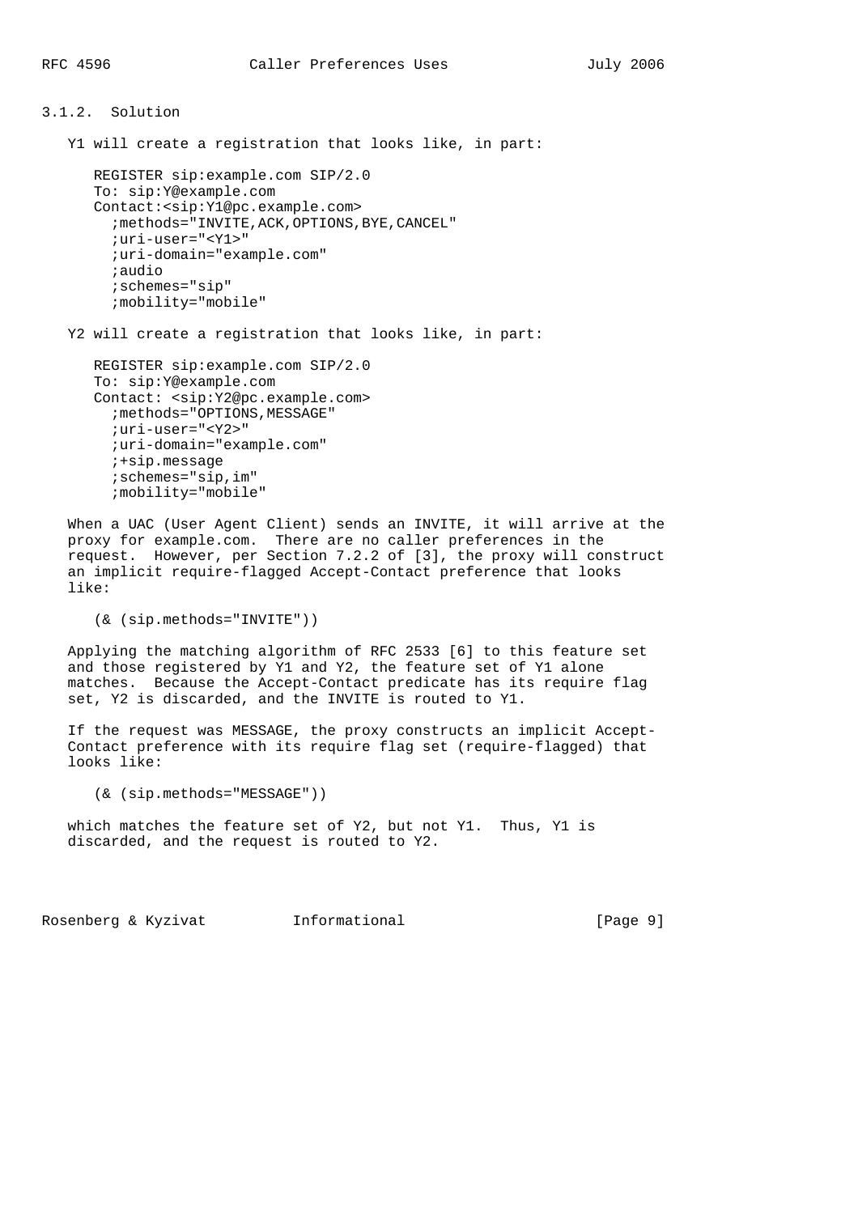### 3.1.2. Solution

Y1 will create a registration that looks like, in part:

```
REGISTER sip:example.com SIP/2.0
To: sip:Y@example.com
Contact:<sip:Y1@pc.example.com>
  ;methods="INVITE,ACK,OPTIONS,BYE,CANCEL"
  ;uri-user="<Y1>"
  ;uri-domain="example.com"
  ;audio
  ;schemes="sip"
  ;mobility="mobile"
```

Y2 will create a registration that looks like, in part:

```
REGISTER sip:example.com SIP/2.0
To: sip:Y@example.com
Contact: <sip:Y2@pc.example.com>
  ;methods="OPTIONS,MESSAGE"
  ;uri-user="<Y2>"
  ;uri-domain="example.com"
  ;+sip.message
  ;schemes="sip,im"
  ;mobility="mobile"
```

When a UAC (User Agent Client) sends an INVITE, it will arrive at the proxy for example.com. There are no caller preferences in the request. However, per Section 7.2.2 of [3], the proxy will construct an implicit require-flagged Accept-Contact preference that looks like:

```
(& (sip.methods="INVITE"))
```

Applying the matching algorithm of RFC 2533 [6] to this feature set and those registered by Y1 and Y2, the feature set of Y1 alone matches. Because the Accept-Contact predicate has its require flag set, Y2 is discarded, and the INVITE is routed to Y1.

If the request was MESSAGE, the proxy constructs an implicit Accept-Contact preference with its require flag set (require-flagged) that looks like:

```
(& (sip.methods="MESSAGE"))
```

which matches the feature set of Y2, but not Y1. Thus, Y1 is discarded, and the request is routed to Y2.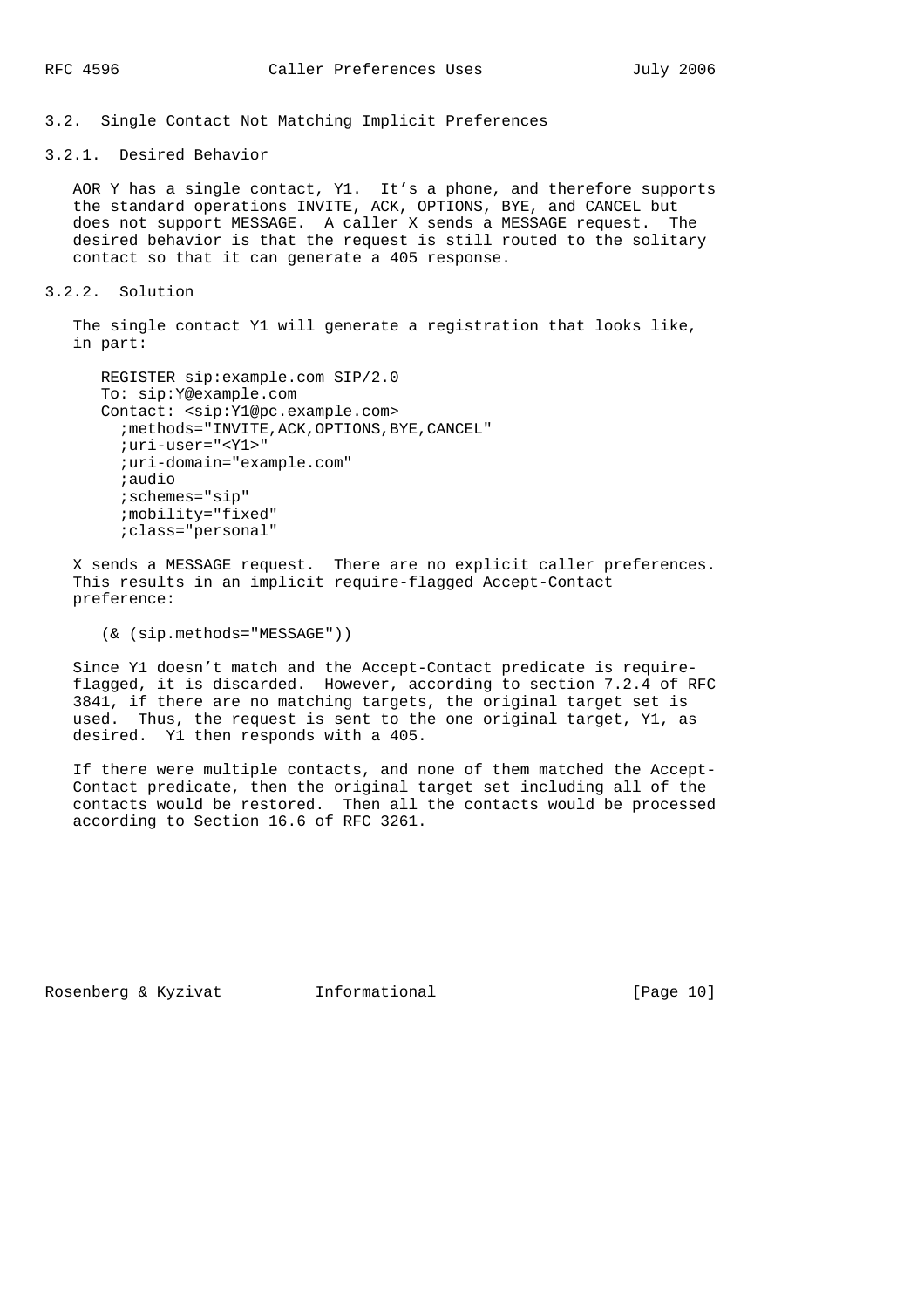## 3.2. Single Contact Not Matching Implicit Preferences

### 3.2.1. Desired Behavior

AOR Y has a single contact, Y1. It's a phone, and therefore supports the standard operations INVITE, ACK, OPTIONS, BYE, and CANCEL but does not support MESSAGE. A caller X sends a MESSAGE request. The desired behavior is that the request is still routed to the solitary contact so that it can generate a 405 response.

### 3.2.2. Solution

The single contact Y1 will generate a registration that looks like, in part:

```
REGISTER sip:example.com SIP/2.0
To: sip:Y@example.com
Contact: <sip:Y1@pc.example.com>
  ;methods="INVITE,ACK,OPTIONS,BYE,CANCEL"
  ;uri-user="<Y1>"
  ;uri-domain="example.com"
  ;audio
  ;schemes="sip"
  ;mobility="fixed"
  ;class="personal"
```

X sends a MESSAGE request. There are no explicit caller preferences. This results in an implicit require-flagged Accept-Contact preference:

```
(& (sip.methods="MESSAGE"))
```

Since Y1 doesn't match and the Accept-Contact predicate is require-flagged, it is discarded. However, according to section 7.2.4 of RFC 3841, if there are no matching targets, the original target set is used. Thus, the request is sent to the one original target, Y1, as desired. Y1 then responds with a 405.

If there were multiple contacts, and none of them matched the Accept-Contact predicate, then the original target set including all of the contacts would be restored. Then all the contacts would be processed according to Section 16.6 of RFC 3261.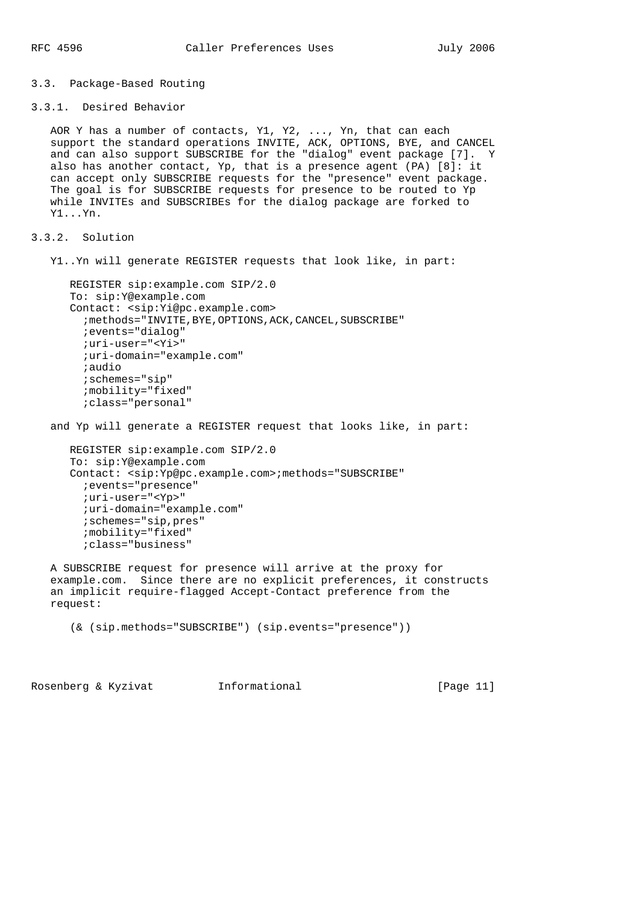### 3.3. Package-Based Routing

#### 3.3.1. Desired Behavior

AOR Y has a number of contacts, Y1, Y2, ..., Yn, that can each support the standard operations INVITE, ACK, OPTIONS, BYE, and CANCEL and can also support SUBSCRIBE for the "dialog" event package [7]. Y also has another contact, Yp, that is a presence agent (PA) [8]: it can accept only SUBSCRIBE requests for the "presence" event package. The goal is for SUBSCRIBE requests for presence to be routed to Yp while INVITEs and SUBSCRIBEs for the dialog package are forked to Y1...Yn.

#### 3.3.2. Solution

Y1..Yn will generate REGISTER requests that look like, in part:

```
REGISTER sip:example.com SIP/2.0
To: sip:Y@example.com
Contact: <sip:Yi@pc.example.com>
  ;methods="INVITE,BYE,OPTIONS,ACK,CANCEL,SUBSCRIBE"
  ;events="dialog"
  ;uri-user="<Yi>"
  ;uri-domain="example.com"
  ;audio
  ;schemes="sip"
  ;mobility="fixed"
  ;class="personal"
```

and Yp will generate a REGISTER request that looks like, in part:

```
REGISTER sip:example.com SIP/2.0
To: sip:Y@example.com
Contact: <sip:Yp@pc.example.com>;methods="SUBSCRIBE"
  ;events="presence"
  ;uri-user="<Yp>"
  ;uri-domain="example.com"
  ;schemes="sip,pres"
  ;mobility="fixed"
  ;class="business"
```

A SUBSCRIBE request for presence will arrive at the proxy for example.com. Since there are no explicit preferences, it constructs an implicit require-flagged Accept-Contact preference from the request:

```
(& (sip.methods="SUBSCRIBE") (sip.events="presence"))
```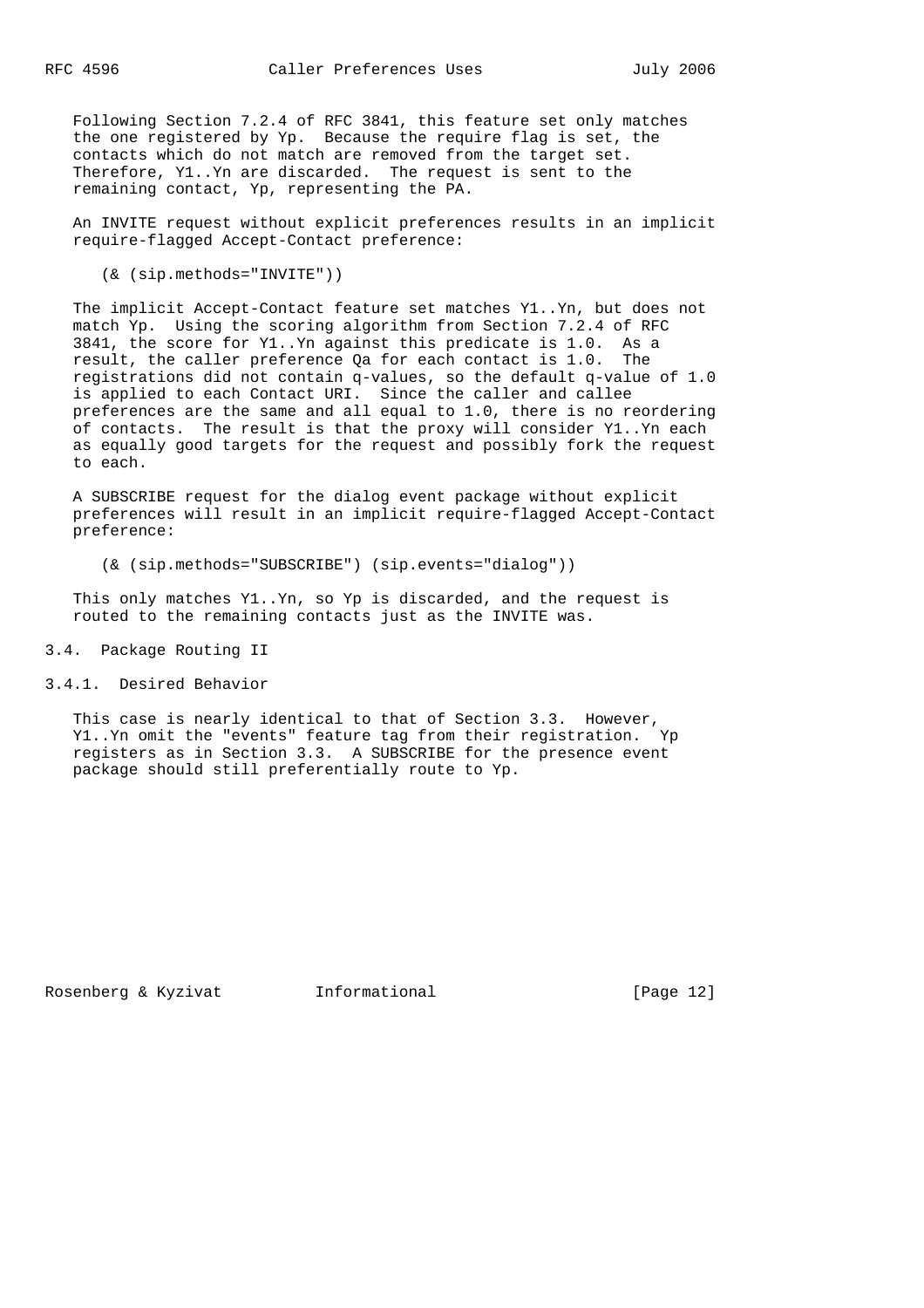Following Section 7.2.4 of RFC 3841, this feature set only matches the one registered by Yp. Because the require flag is set, the contacts which do not match are removed from the target set. Therefore, Y1..Yn are discarded. The request is sent to the remaining contact, Yp, representing the PA.

An INVITE request without explicit preferences results in an implicit require-flagged Accept-Contact preference:

```
(& (sip.methods="INVITE"))
```

The implicit Accept-Contact feature set matches Y1..Yn, but does not match Yp. Using the scoring algorithm from Section 7.2.4 of RFC 3841, the score for Y1..Yn against this predicate is 1.0. As a result, the caller preference Qa for each contact is 1.0. The registrations did not contain q-values, so the default q-value of 1.0 is applied to each Contact URI. Since the caller and callee preferences are the same and all equal to 1.0, there is no reordering of contacts. The result is that the proxy will consider Y1..Yn each as equally good targets for the request and possibly fork the request to each.

A SUBSCRIBE request for the dialog event package without explicit preferences will result in an implicit require-flagged Accept-Contact preference:

```
(& (sip.methods="SUBSCRIBE") (sip.events="dialog"))
```

This only matches Y1..Yn, so Yp is discarded, and the request is routed to the remaining contacts just as the INVITE was.

## 3.4. Package Routing II

### 3.4.1. Desired Behavior

This case is nearly identical to that of Section 3.3. However, Y1..Yn omit the "events" feature tag from their registration. Yp registers as in Section 3.3. A SUBSCRIBE for the presence event package should still preferentially route to Yp.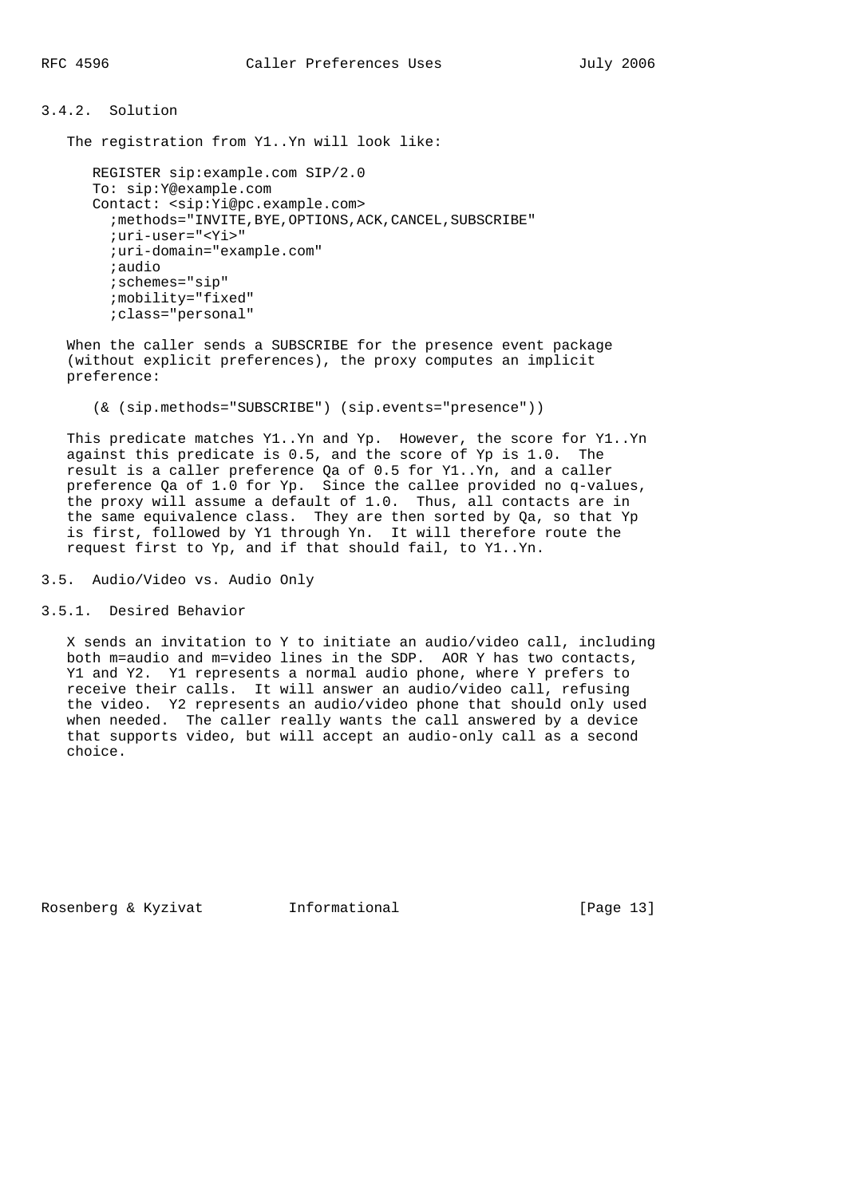### 3.4.2. Solution

The registration from Y1..Yn will look like:

```
REGISTER sip:example.com SIP/2.0
To: sip:Y@example.com
Contact: <sip:Yi@pc.example.com>
  ;methods="INVITE,BYE,OPTIONS,ACK,CANCEL,SUBSCRIBE"
  ;uri-user="<Yi>"
  ;uri-domain="example.com"
  ;audio
  ;schemes="sip"
  ;mobility="fixed"
  ;class="personal"
```

When the caller sends a SUBSCRIBE for the presence event package (without explicit preferences), the proxy computes an implicit preference:

```
(& (sip.methods="SUBSCRIBE") (sip.events="presence"))
```

This predicate matches Y1..Yn and Yp. However, the score for Y1..Yn against this predicate is 0.5, and the score of Yp is 1.0. The result is a caller preference Qa of 0.5 for Y1..Yn, and a caller preference Qa of 1.0 for Yp. Since the callee provided no q-values, the proxy will assume a default of 1.0. Thus, all contacts are in the same equivalence class. They are then sorted by Qa, so that Yp is first, followed by Y1 through Yn. It will therefore route the request first to Yp, and if that should fail, to Y1..Yn.

## 3.5. Audio/Video vs. Audio Only

### 3.5.1. Desired Behavior

X sends an invitation to Y to initiate an audio/video call, including both m=audio and m=video lines in the SDP. AOR Y has two contacts, Y1 and Y2. Y1 represents a normal audio phone, where Y prefers to receive their calls. It will answer an audio/video call, refusing the video. Y2 represents an audio/video phone that should only used when needed. The caller really wants the call answered by a device that supports video, but will accept an audio-only call as a second choice.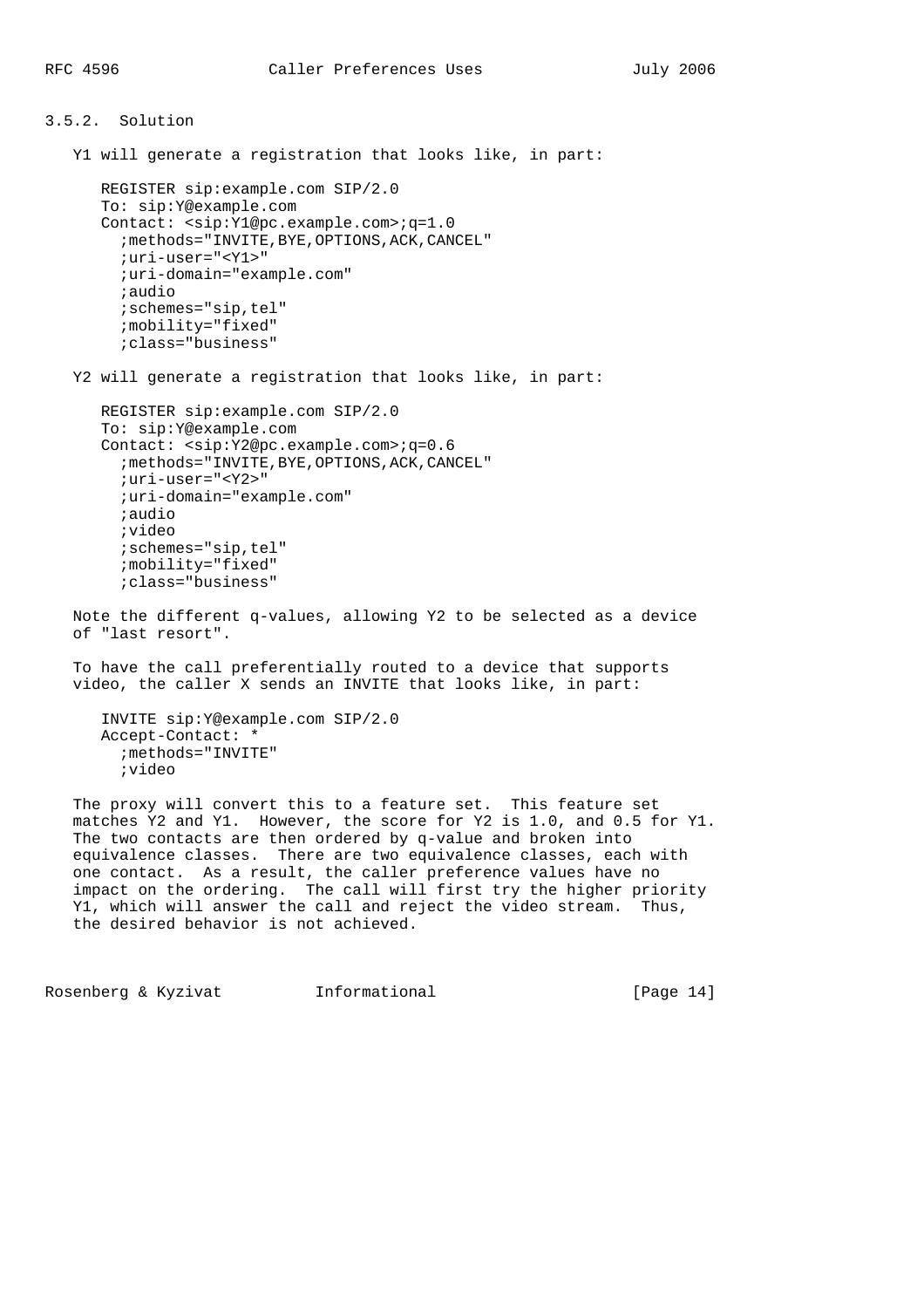### 3.5.2. Solution

Y1 will generate a registration that looks like, in part:

```
REGISTER sip:example.com SIP/2.0
To: sip:Y@example.com
Contact: <sip:Y1@pc.example.com>;q=1.0
  ;methods="INVITE,BYE,OPTIONS,ACK,CANCEL"
  ;uri-user="<Y1>"
  ;uri-domain="example.com"
  ;audio
  ;schemes="sip,tel"
  ;mobility="fixed"
  ;class="business"
```

Y2 will generate a registration that looks like, in part:

```
REGISTER sip:example.com SIP/2.0
To: sip:Y@example.com
Contact: <sip:Y2@pc.example.com>;q=0.6
  ;methods="INVITE,BYE,OPTIONS,ACK,CANCEL"
  ;uri-user="<Y2>"
  ;uri-domain="example.com"
  ;audio
  ;video
  ;schemes="sip,tel"
  ;mobility="fixed"
  ;class="business"
```

Note the different q-values, allowing Y2 to be selected as a device of "last resort".

To have the call preferentially routed to a device that supports video, the caller X sends an INVITE that looks like, in part:

```
INVITE sip:Y@example.com SIP/2.0
Accept-Contact: *
  ;methods="INVITE"
  ;video
```

The proxy will convert this to a feature set. This feature set matches Y2 and Y1. However, the score for Y2 is 1.0, and 0.5 for Y1. The two contacts are then ordered by q-value and broken into equivalence classes. There are two equivalence classes, each with one contact. As a result, the caller preference values have no impact on the ordering. The call will first try the higher priority Y1, which will answer the call and reject the video stream. Thus, the desired behavior is not achieved.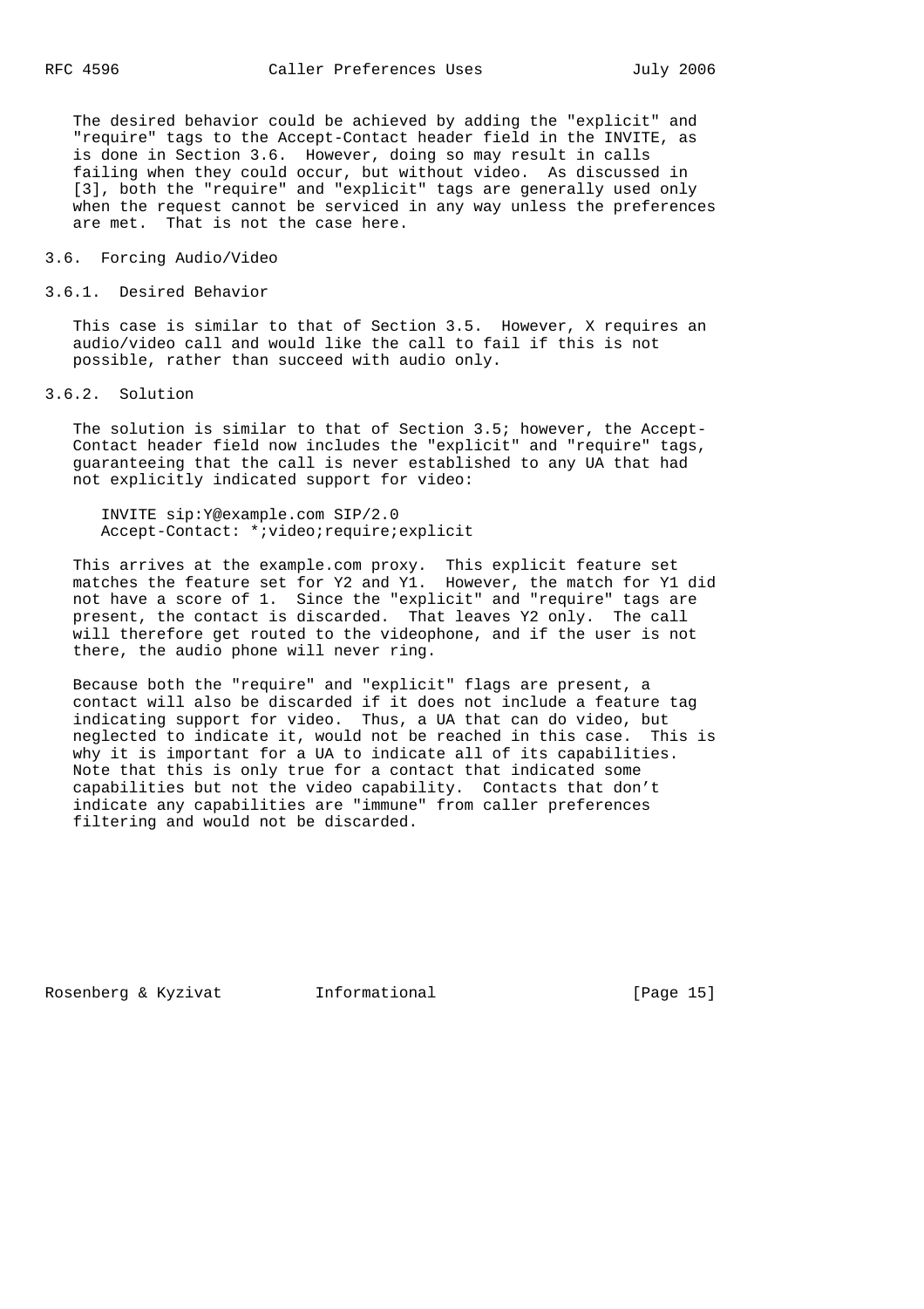The desired behavior could be achieved by adding the "explicit" and "require" tags to the Accept-Contact header field in the INVITE, as is done in Section 3.6. However, doing so may result in calls failing when they could occur, but without video. As discussed in [3], both the "require" and "explicit" tags are generally used only when the request cannot be serviced in any way unless the preferences are met. That is not the case here.

### 3.6. Forcing Audio/Video

#### 3.6.1. Desired Behavior

This case is similar to that of Section 3.5. However, X requires an audio/video call and would like the call to fail if this is not possible, rather than succeed with audio only.

#### 3.6.2. Solution

The solution is similar to that of Section 3.5; however, the Accept-Contact header field now includes the "explicit" and "require" tags, guaranteeing that the call is never established to any UA that had not explicitly indicated support for video:

```
INVITE sip:Y@example.com SIP/2.0
Accept-Contact: *;video;require;explicit
```

This arrives at the example.com proxy. This explicit feature set matches the feature set for Y2 and Y1. However, the match for Y1 did not have a score of 1. Since the "explicit" and "require" tags are present, the contact is discarded. That leaves Y2 only. The call will therefore get routed to the videophone, and if the user is not there, the audio phone will never ring.

Because both the "require" and "explicit" flags are present, a contact will also be discarded if it does not include a feature tag indicating support for video. Thus, a UA that can do video, but neglected to indicate it, would not be reached in this case. This is why it is important for a UA to indicate all of its capabilities. Note that this is only true for a contact that indicated some capabilities but not the video capability. Contacts that don't indicate any capabilities are "immune" from caller preferences filtering and would not be discarded.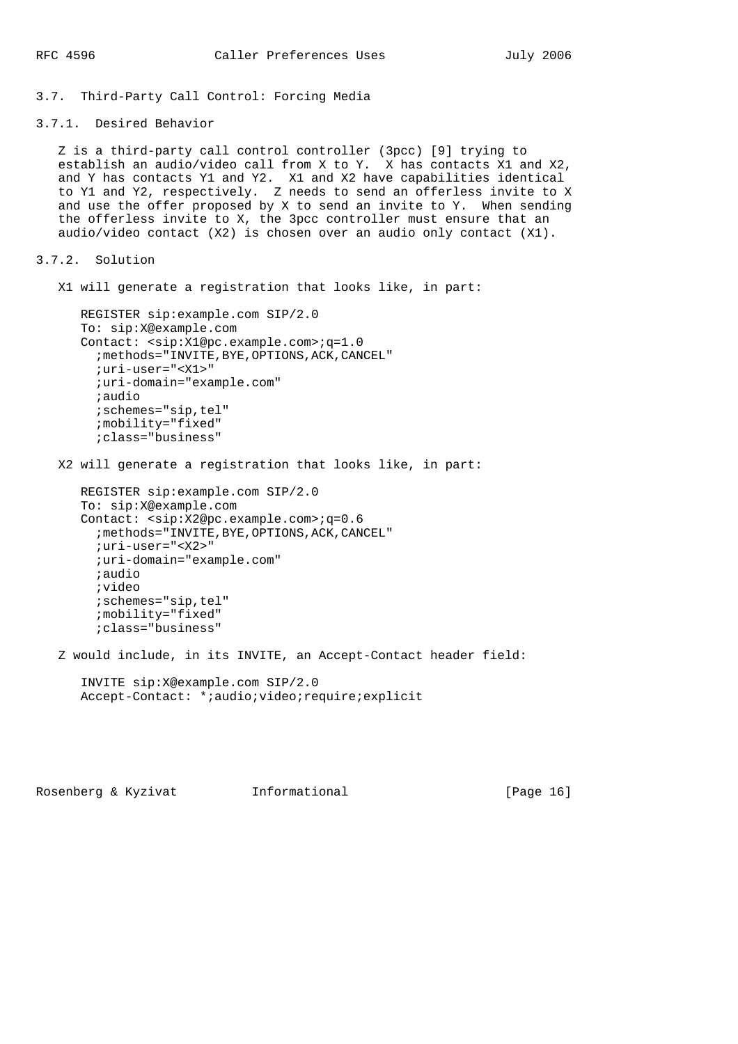### 3.7. Third-Party Call Control: Forcing Media

#### 3.7.1. Desired Behavior

Z is a third-party call control controller (3pcc) [9] trying to establish an audio/video call from X to Y. X has contacts X1 and X2, and Y has contacts Y1 and Y2. X1 and X2 have capabilities identical to Y1 and Y2, respectively. Z needs to send an offerless invite to X and use the offer proposed by X to send an invite to Y. When sending the offerless invite to X, the 3pcc controller must ensure that an audio/video contact (X2) is chosen over an audio only contact (X1).

#### 3.7.2. Solution

X1 will generate a registration that looks like, in part:

```
REGISTER sip:example.com SIP/2.0
To: sip:X@example.com
Contact: <sip:X1@pc.example.com>;q=1.0
  ;methods="INVITE,BYE,OPTIONS,ACK,CANCEL"
  ;uri-user="<X1>"
  ;uri-domain="example.com"
  ;audio
  ;schemes="sip,tel"
  ;mobility="fixed"
  ;class="business"
```

X2 will generate a registration that looks like, in part:

```
REGISTER sip:example.com SIP/2.0
To: sip:X@example.com
Contact: <sip:X2@pc.example.com>;q=0.6
  ;methods="INVITE,BYE,OPTIONS,ACK,CANCEL"
  ;uri-user="<X2>"
  ;uri-domain="example.com"
  ;audio
  ;video
  ;schemes="sip,tel"
  ;mobility="fixed"
  ;class="business"
```

Z would include, in its INVITE, an Accept-Contact header field:

```
INVITE sip:X@example.com SIP/2.0
Accept-Contact: *;audio;video;require;explicit
```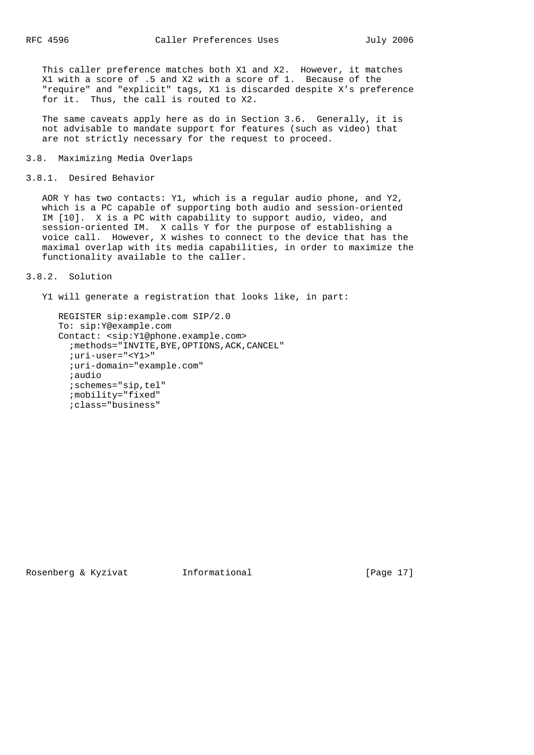This caller preference matches both X1 and X2. However, it matches X1 with a score of .5 and X2 with a score of 1. Because of the "require" and "explicit" tags, X1 is discarded despite X's preference for it. Thus, the call is routed to X2.

The same caveats apply here as do in Section 3.6. Generally, it is not advisable to mandate support for features (such as video) that are not strictly necessary for the request to proceed.

### 3.8. Maximizing Media Overlaps

#### 3.8.1. Desired Behavior

AOR Y has two contacts: Y1, which is a regular audio phone, and Y2, which is a PC capable of supporting both audio and session-oriented IM [10]. X is a PC with capability to support audio, video, and session-oriented IM. X calls Y for the purpose of establishing a voice call. However, X wishes to connect to the device that has the maximal overlap with its media capabilities, in order to maximize the functionality available to the caller.

#### 3.8.2. Solution

Y1 will generate a registration that looks like, in part:

```
REGISTER sip:example.com SIP/2.0
To: sip:Y@example.com
Contact: <sip:Y1@phone.example.com>
  ;methods="INVITE,BYE,OPTIONS,ACK,CANCEL"
  ;uri-user="<Y1>"
  ;uri-domain="example.com"
  ;audio
  ;schemes="sip,tel"
  ;mobility="fixed"
  ;class="business"
```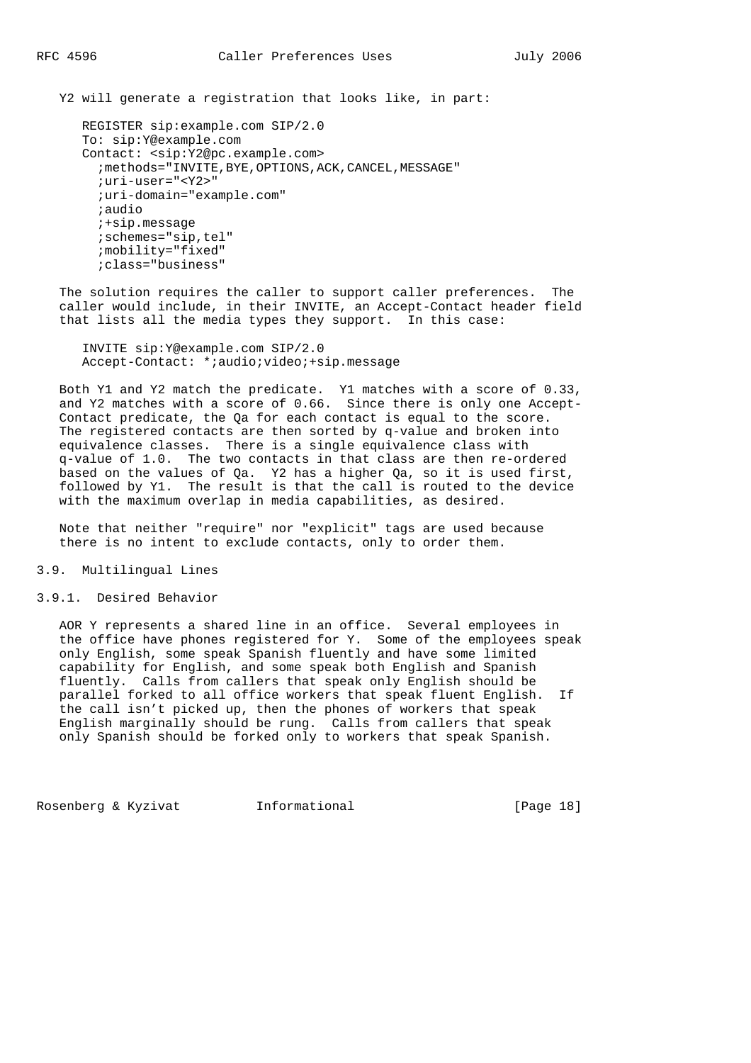Y2 will generate a registration that looks like, in part:

```
REGISTER sip:example.com SIP/2.0
To: sip:Y@example.com
Contact: <sip:Y2@pc.example.com>
  ;methods="INVITE,BYE,OPTIONS,ACK,CANCEL,MESSAGE"
  ;uri-user="<Y2>"
  ;uri-domain="example.com"
  ;audio
  ;+sip.message
  ;schemes="sip,tel"
  ;mobility="fixed"
  ;class="business"
```

The solution requires the caller to support caller preferences. The caller would include, in their INVITE, an Accept-Contact header field that lists all the media types they support. In this case:

```
INVITE sip:Y@example.com SIP/2.0
Accept-Contact: *;audio;video;+sip.message
```

Both Y1 and Y2 match the predicate. Y1 matches with a score of 0.33, and Y2 matches with a score of 0.66. Since there is only one Accept-Contact predicate, the Qa for each contact is equal to the score. The registered contacts are then sorted by q-value and broken into equivalence classes. There is a single equivalence class with q-value of 1.0. The two contacts in that class are then re-ordered based on the values of Qa. Y2 has a higher Qa, so it is used first, followed by Y1. The result is that the call is routed to the device with the maximum overlap in media capabilities, as desired.

Note that neither "require" nor "explicit" tags are used because there is no intent to exclude contacts, only to order them.

## 3.9. Multilingual Lines

### 3.9.1. Desired Behavior

AOR Y represents a shared line in an office. Several employees in the office have phones registered for Y. Some of the employees speak only English, some speak Spanish fluently and have some limited capability for English, and some speak both English and Spanish fluently. Calls from callers that speak only English should be parallel forked to all office workers that speak fluent English. If the call isn't picked up, then the phones of workers that speak English marginally should be rung. Calls from callers that speak only Spanish should be forked only to workers that speak Spanish.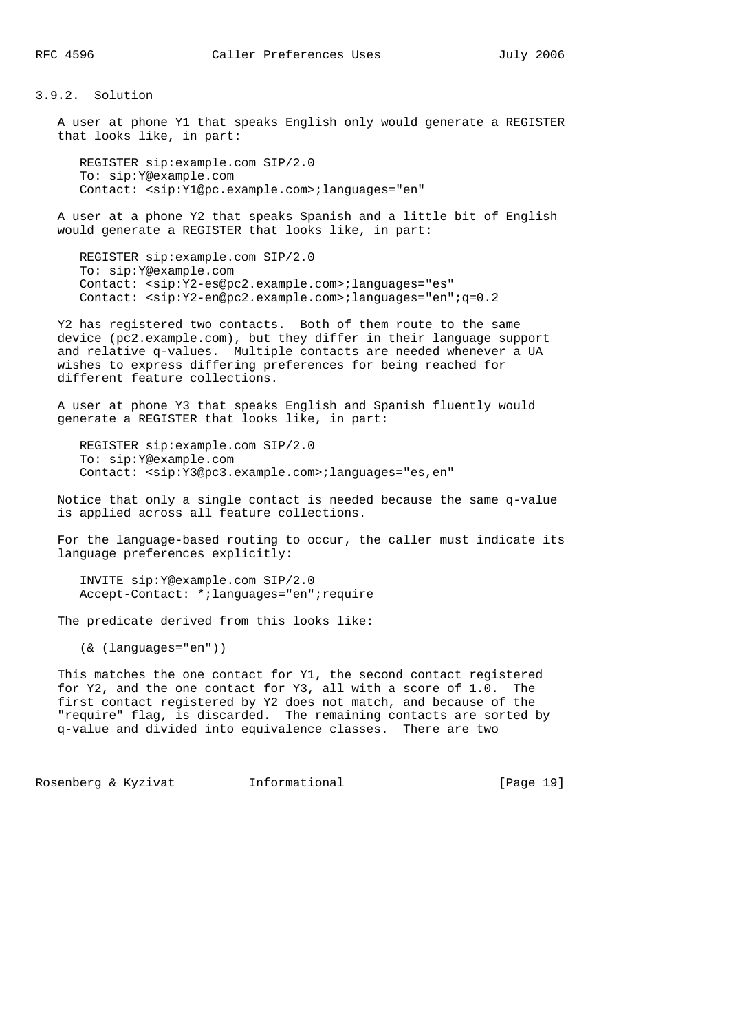### 3.9.2. Solution

A user at phone Y1 that speaks English only would generate a REGISTER that looks like, in part:

```
REGISTER sip:example.com SIP/2.0
To: sip:Y@example.com
Contact: <sip:Y1@pc.example.com>;languages="en"
```

A user at a phone Y2 that speaks Spanish and a little bit of English would generate a REGISTER that looks like, in part:

```
REGISTER sip:example.com SIP/2.0
To: sip:Y@example.com
Contact: <sip:Y2-es@pc2.example.com>;languages="es"
Contact: <sip:Y2-en@pc2.example.com>;languages="en";q=0.2
```

Y2 has registered two contacts. Both of them route to the same device (pc2.example.com), but they differ in their language support and relative q-values. Multiple contacts are needed whenever a UA wishes to express differing preferences for being reached for different feature collections.

A user at phone Y3 that speaks English and Spanish fluently would generate a REGISTER that looks like, in part:

```
REGISTER sip:example.com SIP/2.0
To: sip:Y@example.com
Contact: <sip:Y3@pc3.example.com>;languages="es,en"
```

Notice that only a single contact is needed because the same q-value is applied across all feature collections.

For the language-based routing to occur, the caller must indicate its language preferences explicitly:

```
INVITE sip:Y@example.com SIP/2.0
Accept-Contact: *;languages="en";require
```

The predicate derived from this looks like:

```
(& (languages="en"))
```

This matches the one contact for Y1, the second contact registered for Y2, and the one contact for Y3, all with a score of 1.0. The first contact registered by Y2 does not match, and because of the "require" flag, is discarded. The remaining contacts are sorted by q-value and divided into equivalence classes. There are two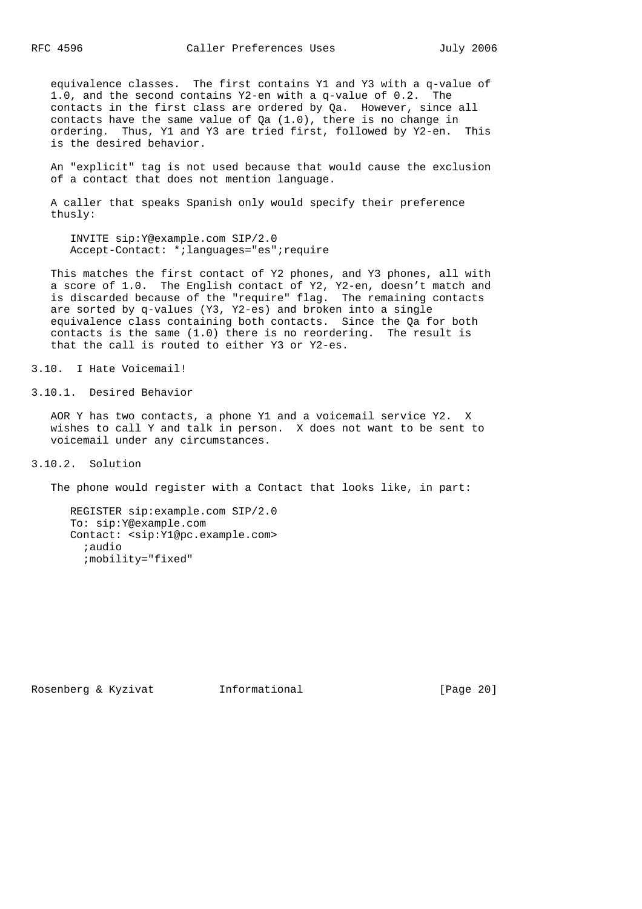equivalence classes. The first contains Y1 and Y3 with a q-value of 1.0, and the second contains Y2-en with a q-value of 0.2. The contacts in the first class are ordered by Qa. However, since all contacts have the same value of Qa (1.0), there is no change in ordering. Thus, Y1 and Y3 are tried first, followed by Y2-en. This is the desired behavior.

An "explicit" tag is not used because that would cause the exclusion of a contact that does not mention language.

A caller that speaks Spanish only would specify their preference thusly:

```
INVITE sip:Y@example.com SIP/2.0
Accept-Contact: *;languages="es";require
```

This matches the first contact of Y2 phones, and Y3 phones, all with a score of 1.0. The English contact of Y2, Y2-en, doesn't match and is discarded because of the "require" flag. The remaining contacts are sorted by q-values (Y3, Y2-es) and broken into a single equivalence class containing both contacts. Since the Qa for both contacts is the same (1.0) there is no reordering. The result is that the call is routed to either Y3 or Y2-es.

### 3.10. I Hate Voicemail!

#### 3.10.1. Desired Behavior

AOR Y has two contacts, a phone Y1 and a voicemail service Y2. X wishes to call Y and talk in person. X does not want to be sent to voicemail under any circumstances.

#### 3.10.2. Solution

The phone would register with a Contact that looks like, in part:

```
REGISTER sip:example.com SIP/2.0
To: sip:Y@example.com
Contact: <sip:Y1@pc.example.com>
  ;audio
  ;mobility="fixed"
```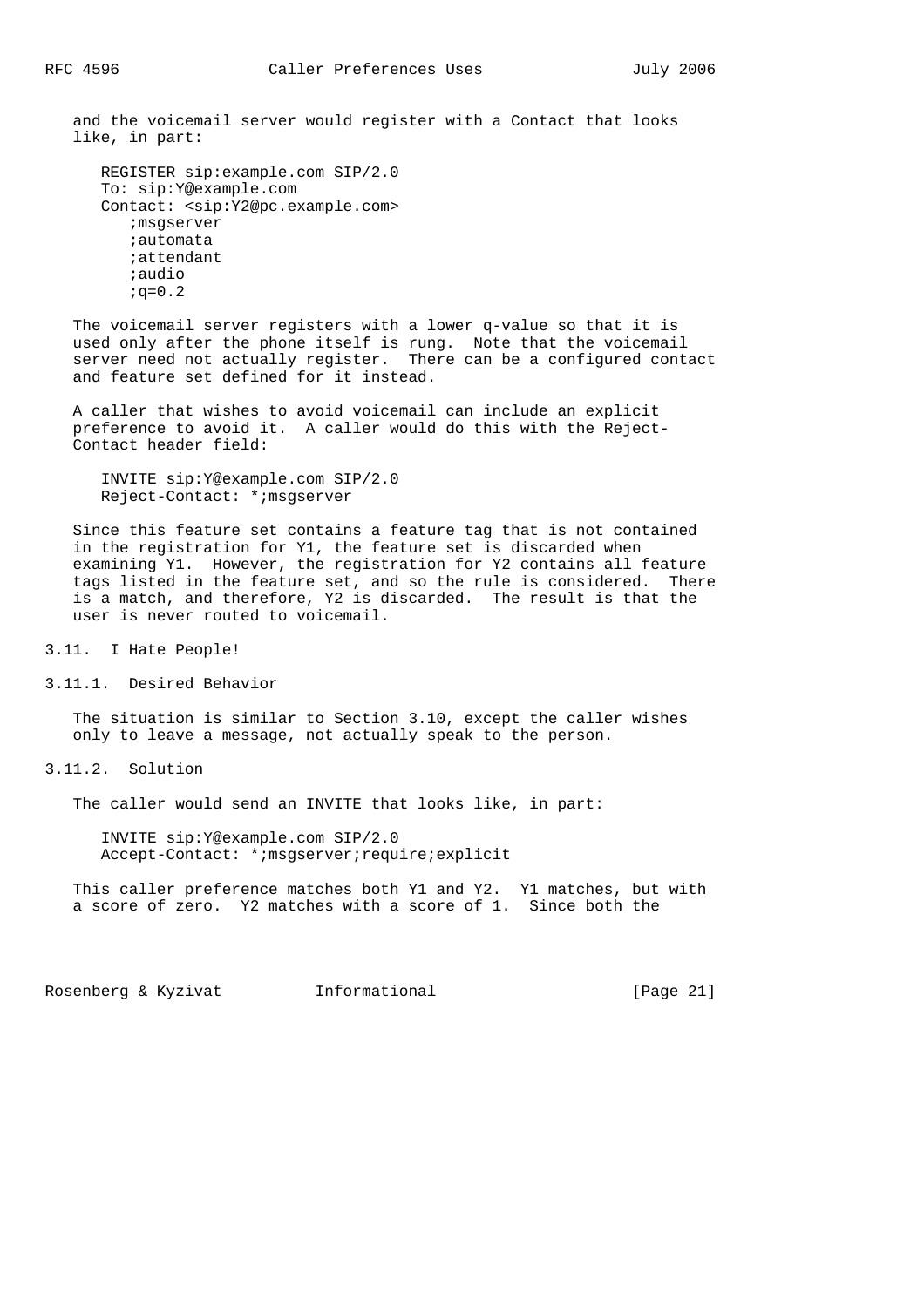and the voicemail server would register with a Contact that looks like, in part:

```
REGISTER sip:example.com SIP/2.0
To: sip:Y@example.com
Contact: <sip:Y2@pc.example.com>
   ;msgserver
   ;automata
   ;attendant
   ;audio
   ;q=0.2
```

The voicemail server registers with a lower q-value so that it is used only after the phone itself is rung. Note that the voicemail server need not actually register. There can be a configured contact and feature set defined for it instead.

A caller that wishes to avoid voicemail can include an explicit preference to avoid it. A caller would do this with the Reject-Contact header field:

```
INVITE sip:Y@example.com SIP/2.0
Reject-Contact: *;msgserver
```

Since this feature set contains a feature tag that is not contained in the registration for Y1, the feature set is discarded when examining Y1. However, the registration for Y2 contains all feature tags listed in the feature set, and so the rule is considered. There is a match, and therefore, Y2 is discarded. The result is that the user is never routed to voicemail.

### 3.11. I Hate People!

#### 3.11.1. Desired Behavior

The situation is similar to Section 3.10, except the caller wishes only to leave a message, not actually speak to the person.

#### 3.11.2. Solution

The caller would send an INVITE that looks like, in part:

```
INVITE sip:Y@example.com SIP/2.0
Accept-Contact: *;msgserver;require;explicit
```

This caller preference matches both Y1 and Y2. Y1 matches, but with a score of zero. Y2 matches with a score of 1. Since both the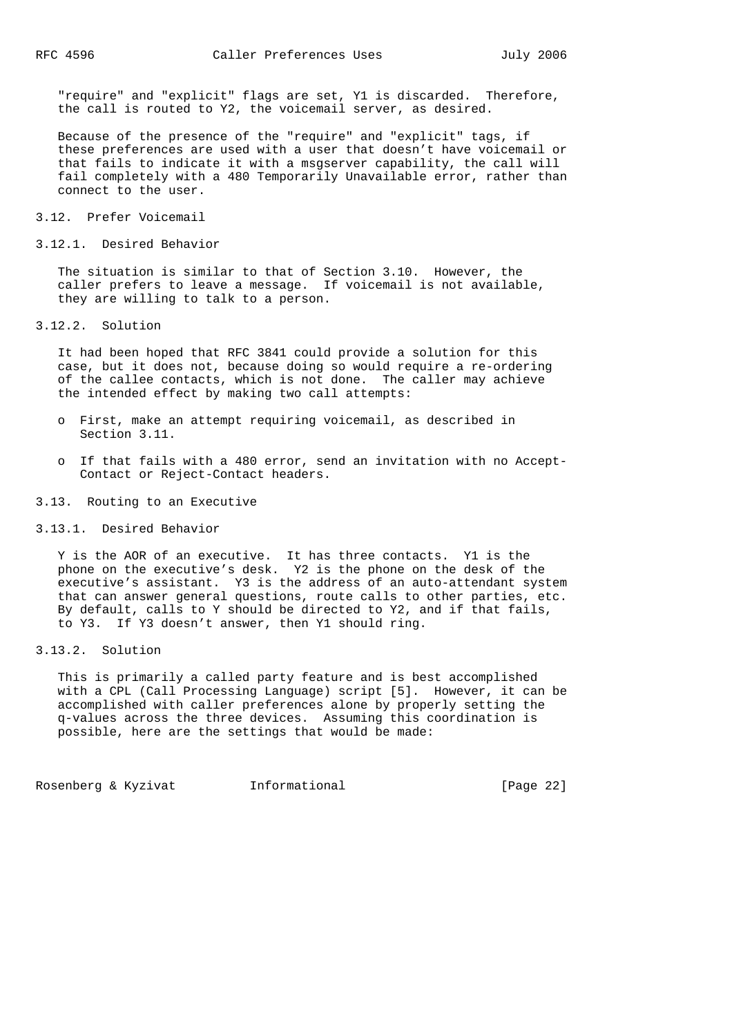"require" and "explicit" flags are set, Y1 is discarded. Therefore, the call is routed to Y2, the voicemail server, as desired.

Because of the presence of the "require" and "explicit" tags, if these preferences are used with a user that doesn't have voicemail or that fails to indicate it with a msgserver capability, the call will fail completely with a 480 Temporarily Unavailable error, rather than connect to the user.

### 3.12. Prefer Voicemail

#### 3.12.1. Desired Behavior

The situation is similar to that of Section 3.10. However, the caller prefers to leave a message. If voicemail is not available, they are willing to talk to a person.

#### 3.12.2. Solution

It had been hoped that RFC 3841 could provide a solution for this case, but it does not, because doing so would require a re-ordering of the callee contacts, which is not done. The caller may achieve the intended effect by making two call attempts:

- First, make an attempt requiring voicemail, as described in Section 3.11.
- If that fails with a 480 error, send an invitation with no Accept-Contact or Reject-Contact headers.

### 3.13. Routing to an Executive

#### 3.13.1. Desired Behavior

Y is the AOR of an executive. It has three contacts. Y1 is the phone on the executive's desk. Y2 is the phone on the desk of the executive's assistant. Y3 is the address of an auto-attendant system that can answer general questions, route calls to other parties, etc. By default, calls to Y should be directed to Y2, and if that fails, to Y3. If Y3 doesn't answer, then Y1 should ring.

#### 3.13.2. Solution

This is primarily a called party feature and is best accomplished with a CPL (Call Processing Language) script [5]. However, it can be accomplished with caller preferences alone by properly setting the q-values across the three devices. Assuming this coordination is possible, here are the settings that would be made: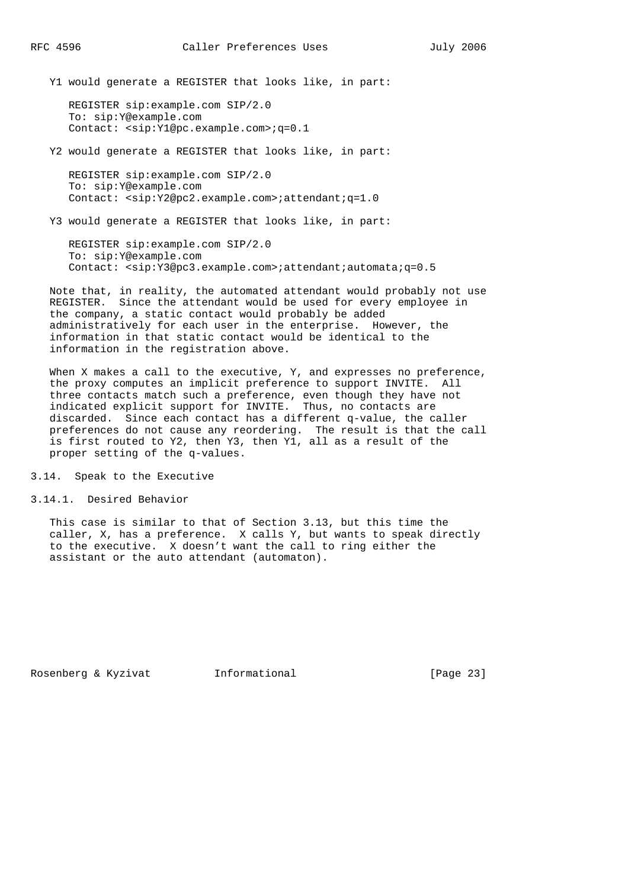Y1 would generate a REGISTER that looks like, in part:

```
REGISTER sip:example.com SIP/2.0
To: sip:Y@example.com
Contact: <sip:Y1@pc.example.com>;q=0.1
```

Y2 would generate a REGISTER that looks like, in part:

```
REGISTER sip:example.com SIP/2.0
To: sip:Y@example.com
Contact: <sip:Y2@pc2.example.com>;attendant;q=1.0
```

Y3 would generate a REGISTER that looks like, in part:

```
REGISTER sip:example.com SIP/2.0
To: sip:Y@example.com
Contact: <sip:Y3@pc3.example.com>;attendant;automata;q=0.5
```

Note that, in reality, the automated attendant would probably not use REGISTER. Since the attendant would be used for every employee in the company, a static contact would probably be added administratively for each user in the enterprise. However, the information in that static contact would be identical to the information in the registration above.

When X makes a call to the executive, Y, and expresses no preference, the proxy computes an implicit preference to support INVITE. All three contacts match such a preference, even though they have not indicated explicit support for INVITE. Thus, no contacts are discarded. Since each contact has a different q-value, the caller preferences do not cause any reordering. The result is that the call is first routed to Y2, then Y3, then Y1, all as a result of the proper setting of the q-values.

### 3.14. Speak to the Executive

#### 3.14.1. Desired Behavior

This case is similar to that of Section 3.13, but this time the caller, X, has a preference. X calls Y, but wants to speak directly to the executive. X doesn't want the call to ring either the assistant or the auto attendant (automaton).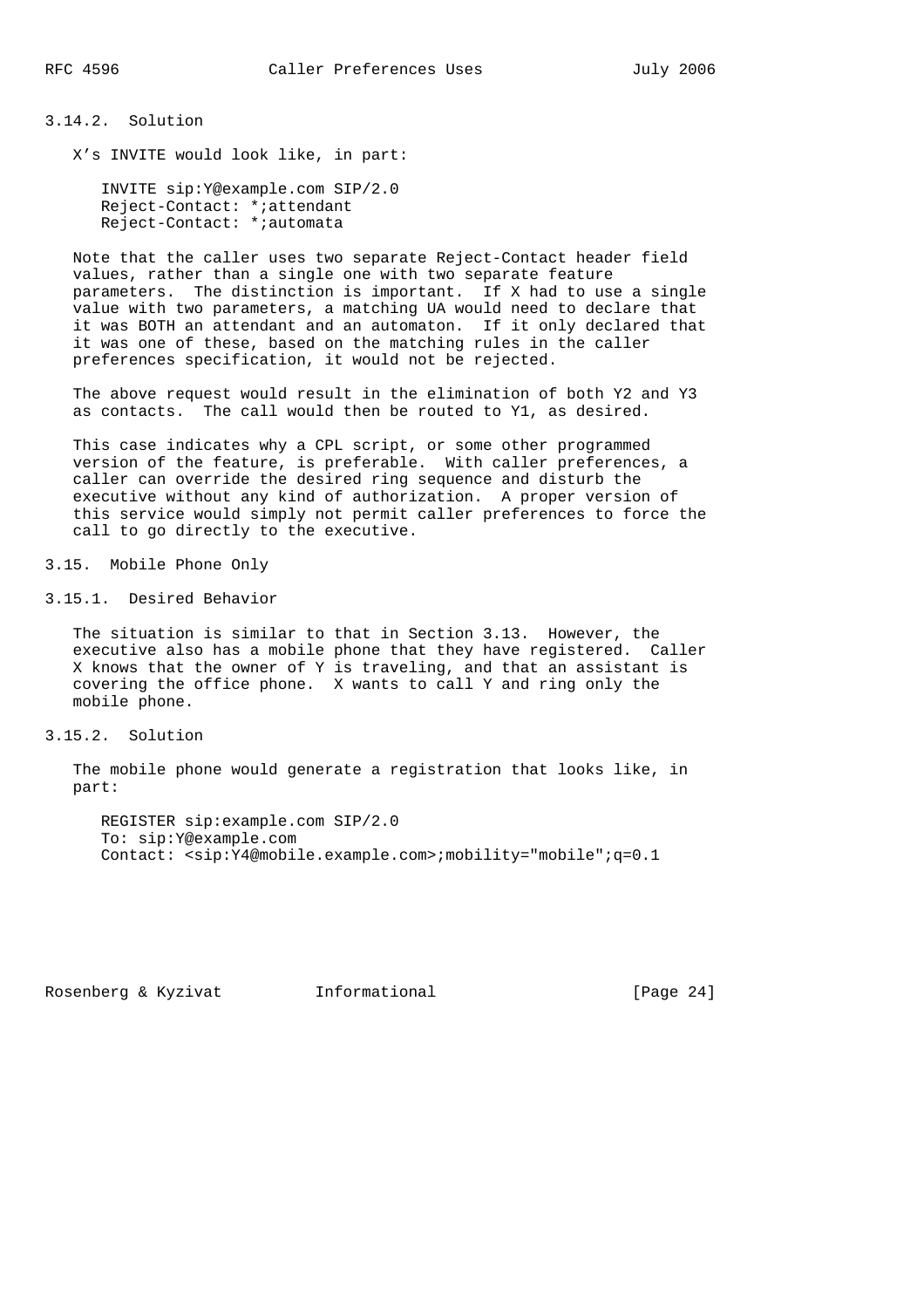### 3.14.2. Solution

X's INVITE would look like, in part:

```
INVITE sip:Y@example.com SIP/2.0
Reject-Contact: *;attendant
Reject-Contact: *;automata
```

Note that the caller uses two separate Reject-Contact header field values, rather than a single one with two separate feature parameters. The distinction is important. If X had to use a single value with two parameters, a matching UA would need to declare that it was BOTH an attendant and an automaton. If it only declared that it was one of these, based on the matching rules in the caller preferences specification, it would not be rejected.

The above request would result in the elimination of both Y2 and Y3 as contacts. The call would then be routed to Y1, as desired.

This case indicates why a CPL script, or some other programmed version of the feature, is preferable. With caller preferences, a caller can override the desired ring sequence and disturb the executive without any kind of authorization. A proper version of this service would simply not permit caller preferences to force the call to go directly to the executive.

## 3.15. Mobile Phone Only

### 3.15.1. Desired Behavior

The situation is similar to that in Section 3.13. However, the executive also has a mobile phone that they have registered. Caller X knows that the owner of Y is traveling, and that an assistant is covering the office phone. X wants to call Y and ring only the mobile phone.

### 3.15.2. Solution

The mobile phone would generate a registration that looks like, in part:

```
REGISTER sip:example.com SIP/2.0
To: sip:Y@example.com
Contact: <sip:Y4@mobile.example.com>;mobility="mobile";q=0.1
```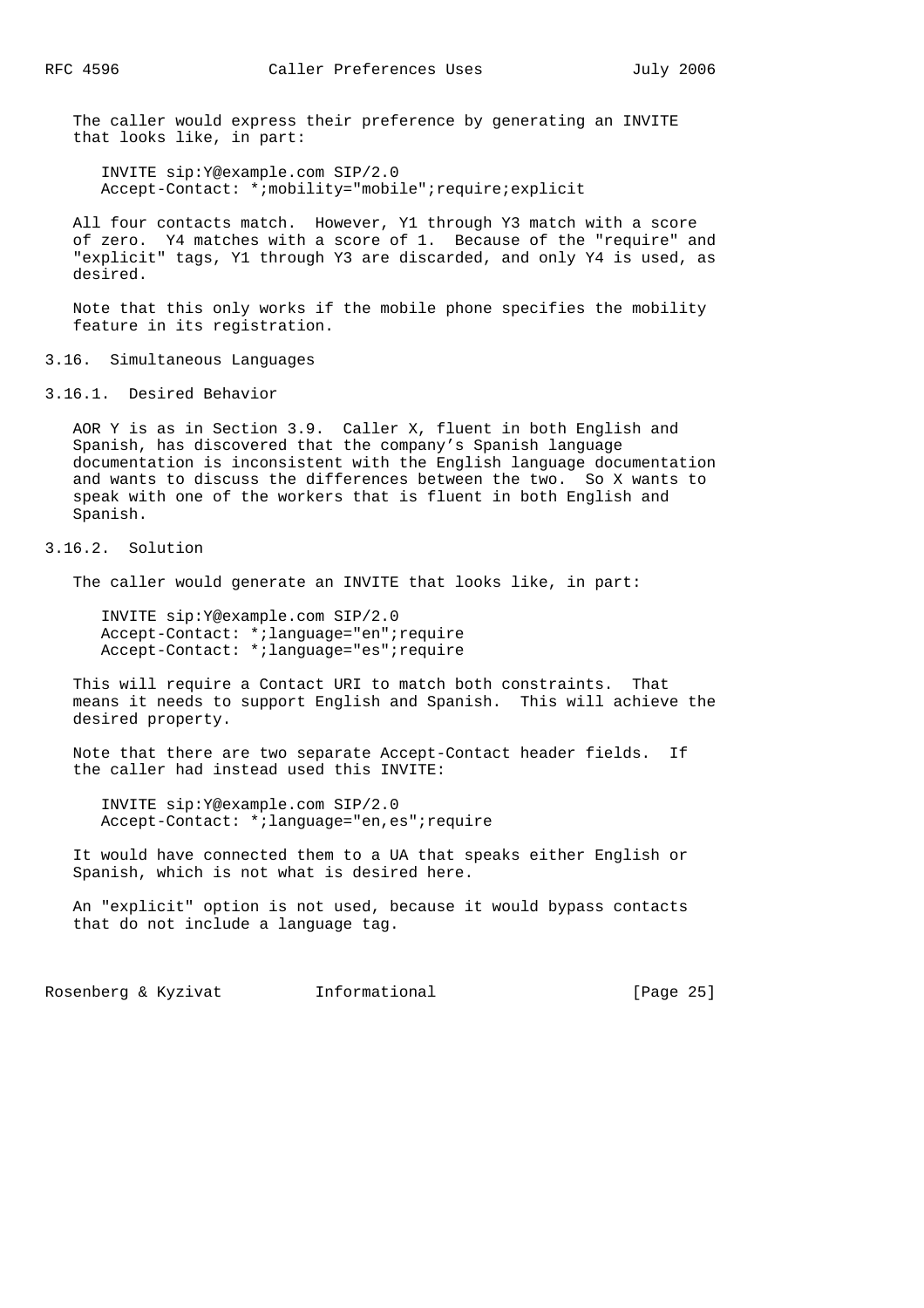The caller would express their preference by generating an INVITE that looks like, in part:

```
INVITE sip:Y@example.com SIP/2.0
Accept-Contact: *;mobility="mobile";require;explicit
```

All four contacts match. However, Y1 through Y3 match with a score of zero. Y4 matches with a score of 1. Because of the "require" and "explicit" tags, Y1 through Y3 are discarded, and only Y4 is used, as desired.

Note that this only works if the mobile phone specifies the mobility feature in its registration.

### 3.16. Simultaneous Languages

#### 3.16.1. Desired Behavior

AOR Y is as in Section 3.9. Caller X, fluent in both English and Spanish, has discovered that the company's Spanish language documentation is inconsistent with the English language documentation and wants to discuss the differences between the two. So X wants to speak with one of the workers that is fluent in both English and Spanish.

#### 3.16.2. Solution

The caller would generate an INVITE that looks like, in part:

```
INVITE sip:Y@example.com SIP/2.0
Accept-Contact: *;language="en";require
Accept-Contact: *;language="es";require
```

This will require a Contact URI to match both constraints. That means it needs to support English and Spanish. This will achieve the desired property.

Note that there are two separate Accept-Contact header fields. If the caller had instead used this INVITE:

```
INVITE sip:Y@example.com SIP/2.0
Accept-Contact: *;language="en,es";require
```

It would have connected them to a UA that speaks either English or Spanish, which is not what is desired here.

An "explicit" option is not used, because it would bypass contacts that do not include a language tag.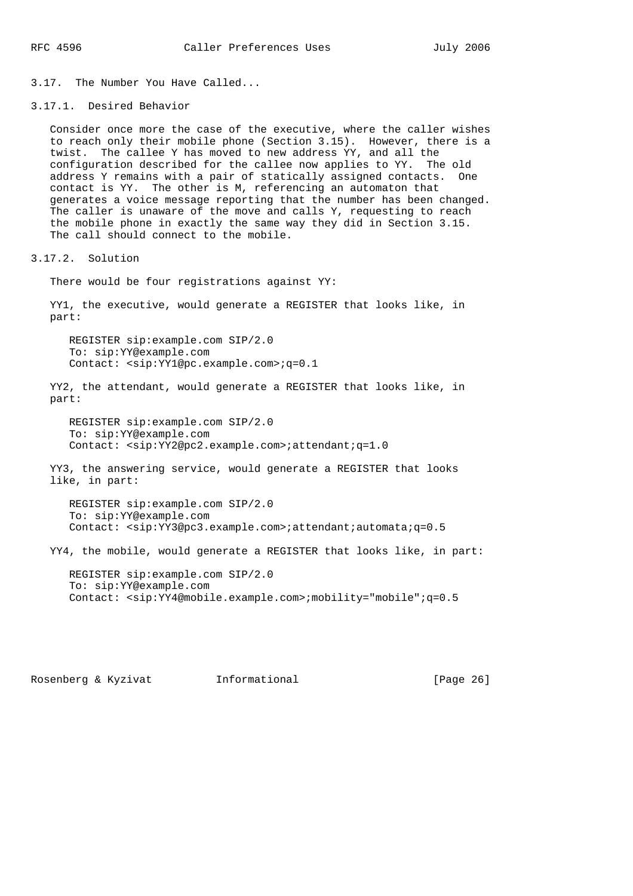### 3.17. The Number You Have Called...

#### 3.17.1. Desired Behavior

Consider once more the case of the executive, where the caller wishes to reach only their mobile phone (Section 3.15). However, there is a twist. The callee Y has moved to new address YY, and all the configuration described for the callee now applies to YY. The old address Y remains with a pair of statically assigned contacts. One contact is YY. The other is M, referencing an automaton that generates a voice message reporting that the number has been changed. The caller is unaware of the move and calls Y, requesting to reach the mobile phone in exactly the same way they did in Section 3.15. The call should connect to the mobile.

#### 3.17.2. Solution

There would be four registrations against YY:

YY1, the executive, would generate a REGISTER that looks like, in part:

```
REGISTER sip:example.com SIP/2.0
To: sip:YY@example.com
Contact: <sip:YY1@pc.example.com>;q=0.1
```

YY2, the attendant, would generate a REGISTER that looks like, in part:

```
REGISTER sip:example.com SIP/2.0
To: sip:YY@example.com
Contact: <sip:YY2@pc2.example.com>;attendant;q=1.0
```

YY3, the answering service, would generate a REGISTER that looks like, in part:

```
REGISTER sip:example.com SIP/2.0
To: sip:YY@example.com
Contact: <sip:YY3@pc3.example.com>;attendant;automata;q=0.5
```

YY4, the mobile, would generate a REGISTER that looks like, in part:

```
REGISTER sip:example.com SIP/2.0
To: sip:YY@example.com
Contact: <sip:YY4@mobile.example.com>;mobility="mobile";q=0.5
```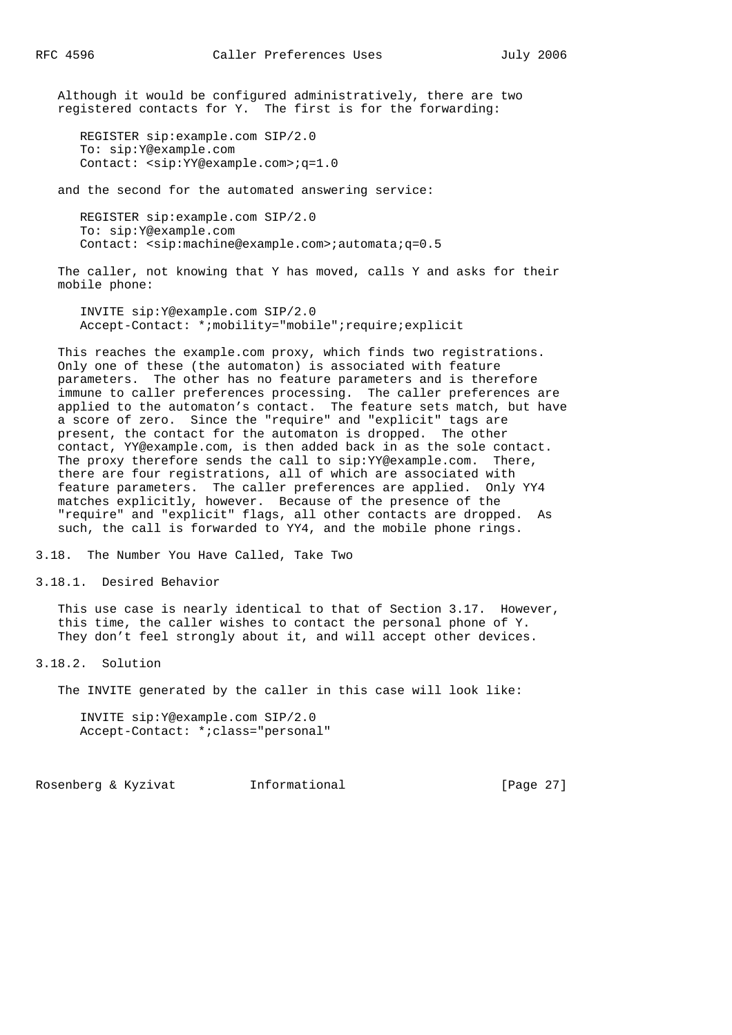Although it would be configured administratively, there are two registered contacts for Y. The first is for the forwarding:

```
REGISTER sip:example.com SIP/2.0
To: sip:Y@example.com
Contact: <sip:YY@example.com>;q=1.0
```

and the second for the automated answering service:

```
REGISTER sip:example.com SIP/2.0
To: sip:Y@example.com
Contact: <sip:machine@example.com>;automata;q=0.5
```

The caller, not knowing that Y has moved, calls Y and asks for their mobile phone:

```
INVITE sip:Y@example.com SIP/2.0
Accept-Contact: *;mobility="mobile";require;explicit
```

This reaches the example.com proxy, which finds two registrations. Only one of these (the automaton) is associated with feature parameters. The other has no feature parameters and is therefore immune to caller preferences processing. The caller preferences are applied to the automaton's contact. The feature sets match, but have a score of zero. Since the "require" and "explicit" tags are present, the contact for the automaton is dropped. The other contact, YY@example.com, is then added back in as the sole contact. The proxy therefore sends the call to sip:YY@example.com. There, there are four registrations, all of which are associated with feature parameters. The caller preferences are applied. Only YY4 matches explicitly, however. Because of the presence of the "require" and "explicit" flags, all other contacts are dropped. As such, the call is forwarded to YY4, and the mobile phone rings.

### 3.18. The Number You Have Called, Take Two

#### 3.18.1. Desired Behavior

This use case is nearly identical to that of Section 3.17. However, this time, the caller wishes to contact the personal phone of Y. They don't feel strongly about it, and will accept other devices.

#### 3.18.2. Solution

The INVITE generated by the caller in this case will look like:

```
INVITE sip:Y@example.com SIP/2.0
Accept-Contact: *;class="personal"
```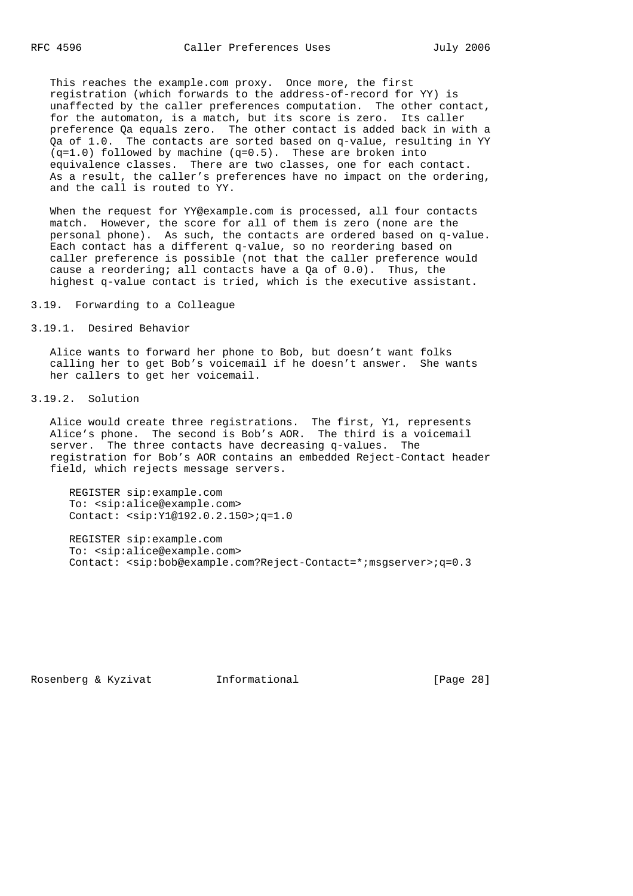This reaches the example.com proxy. Once more, the first registration (which forwards to the address-of-record for YY) is unaffected by the caller preferences computation. The other contact, for the automaton, is a match, but its score is zero. Its caller preference Qa equals zero. The other contact is added back in with a Qa of 1.0. The contacts are sorted based on q-value, resulting in YY (q=1.0) followed by machine (q=0.5). These are broken into equivalence classes. There are two classes, one for each contact. As a result, the caller's preferences have no impact on the ordering, and the call is routed to YY.

When the request for YY@example.com is processed, all four contacts match. However, the score for all of them is zero (none are the personal phone). As such, the contacts are ordered based on q-value. Each contact has a different q-value, so no reordering based on caller preference is possible (not that the caller preference would cause a reordering; all contacts have a Qa of 0.0). Thus, the highest q-value contact is tried, which is the executive assistant.

### 3.19. Forwarding to a Colleague

#### 3.19.1. Desired Behavior

Alice wants to forward her phone to Bob, but doesn't want folks calling her to get Bob's voicemail if he doesn't answer. She wants her callers to get her voicemail.

#### 3.19.2. Solution

Alice would create three registrations. The first, Y1, represents Alice's phone. The second is Bob's AOR. The third is a voicemail server. The three contacts have decreasing q-values. The registration for Bob's AOR contains an embedded Reject-Contact header field, which rejects message servers.

```
REGISTER sip:example.com
To: <sip:alice@example.com>
Contact: <sip:Y1@192.0.2.150>;q=1.0

REGISTER sip:example.com
To: <sip:alice@example.com>
Contact: <sip:bob@example.com?Reject-Contact=*;msgserver>;q=0.3
```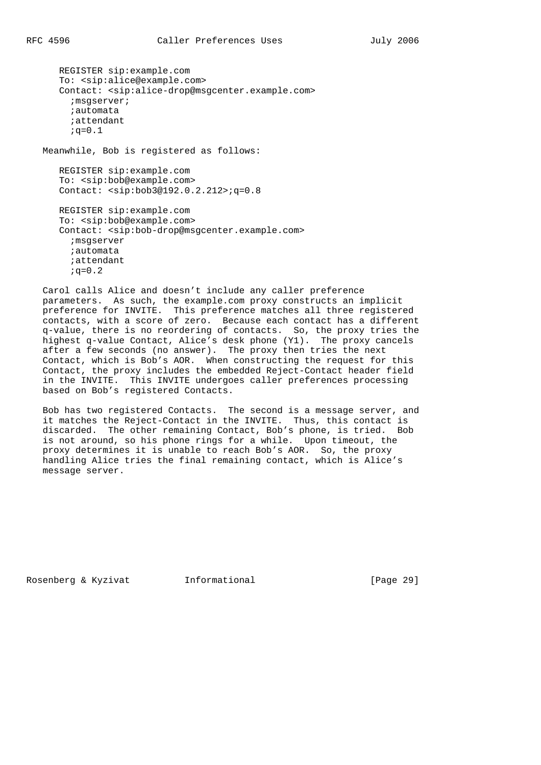```
REGISTER sip:example.com
To: <sip:alice@example.com>
Contact: <sip:alice-drop@msgcenter.example.com>
  ;msgserver;
  ;automata
  ;attendant
  ;q=0.1
```

Meanwhile, Bob is registered as follows:

```
REGISTER sip:example.com
To: <sip:bob@example.com>
Contact: <sip:bob3@192.0.2.212>;q=0.8

REGISTER sip:example.com
To: <sip:bob@example.com>
Contact: <sip:bob-drop@msgcenter.example.com>
  ;msgserver
  ;automata
  ;attendant
  ;q=0.2
```

Carol calls Alice and doesn't include any caller preference parameters. As such, the example.com proxy constructs an implicit preference for INVITE. This preference matches all three registered contacts, with a score of zero. Because each contact has a different q-value, there is no reordering of contacts. So, the proxy tries the highest q-value Contact, Alice's desk phone (Y1). The proxy cancels after a few seconds (no answer). The proxy then tries the next Contact, which is Bob's AOR. When constructing the request for this Contact, the proxy includes the embedded Reject-Contact header field in the INVITE. This INVITE undergoes caller preferences processing based on Bob's registered Contacts.

Bob has two registered Contacts. The second is a message server, and it matches the Reject-Contact in the INVITE. Thus, this contact is discarded. The other remaining Contact, Bob's phone, is tried. Bob is not around, so his phone rings for a while. Upon timeout, the proxy determines it is unable to reach Bob's AOR. So, the proxy handling Alice tries the final remaining contact, which is Alice's message server.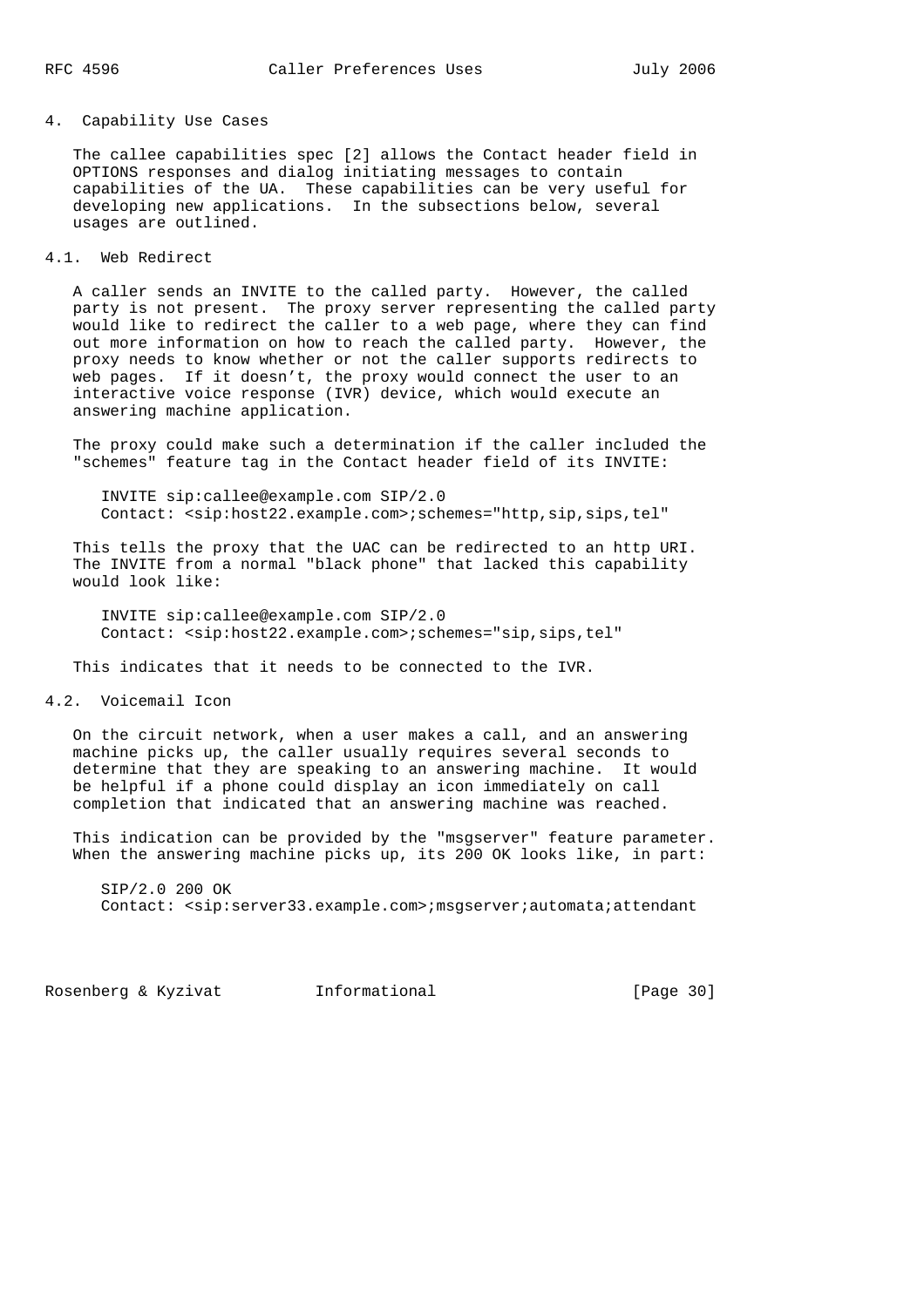## 4. Capability Use Cases

The callee capabilities spec [2] allows the Contact header field in OPTIONS responses and dialog initiating messages to contain capabilities of the UA. These capabilities can be very useful for developing new applications. In the subsections below, several usages are outlined.

### 4.1. Web Redirect

A caller sends an INVITE to the called party. However, the called party is not present. The proxy server representing the called party would like to redirect the caller to a web page, where they can find out more information on how to reach the called party. However, the proxy needs to know whether or not the caller supports redirects to web pages. If it doesn't, the proxy would connect the user to an interactive voice response (IVR) device, which would execute an answering machine application.

The proxy could make such a determination if the caller included the "schemes" feature tag in the Contact header field of its INVITE:

```
INVITE sip:callee@example.com SIP/2.0
Contact: <sip:host22.example.com>;schemes="http,sip,sips,tel"
```

This tells the proxy that the UAC can be redirected to an http URI. The INVITE from a normal "black phone" that lacked this capability would look like:

```
INVITE sip:callee@example.com SIP/2.0
Contact: <sip:host22.example.com>;schemes="sip,sips,tel"
```

This indicates that it needs to be connected to the IVR.

### 4.2. Voicemail Icon

On the circuit network, when a user makes a call, and an answering machine picks up, the caller usually requires several seconds to determine that they are speaking to an answering machine. It would be helpful if a phone could display an icon immediately on call completion that indicated that an answering machine was reached.

This indication can be provided by the "msgserver" feature parameter. When the answering machine picks up, its 200 OK looks like, in part:

```
SIP/2.0 200 OK
Contact: <sip:server33.example.com>;msgserver;automata;attendant
```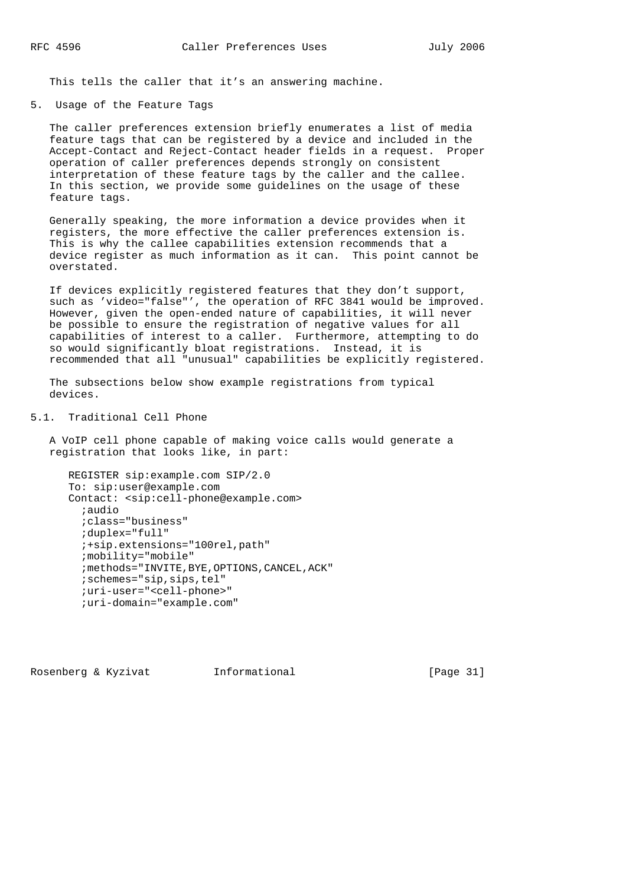This tells the caller that it's an answering machine.

## 5. Usage of the Feature Tags

The caller preferences extension briefly enumerates a list of media feature tags that can be registered by a device and included in the Accept-Contact and Reject-Contact header fields in a request. Proper operation of caller preferences depends strongly on consistent interpretation of these feature tags by the caller and the callee. In this section, we provide some guidelines on the usage of these feature tags.

Generally speaking, the more information a device provides when it registers, the more effective the caller preferences extension is. This is why the callee capabilities extension recommends that a device register as much information as it can. This point cannot be overstated.

If devices explicitly registered features that they don't support, such as 'video="false"', the operation of RFC 3841 would be improved. However, given the open-ended nature of capabilities, it will never be possible to ensure the registration of negative values for all capabilities of interest to a caller. Furthermore, attempting to do so would significantly bloat registrations. Instead, it is recommended that all "unusual" capabilities be explicitly registered.

The subsections below show example registrations from typical devices.

### 5.1. Traditional Cell Phone

A VoIP cell phone capable of making voice calls would generate a registration that looks like, in part:

```
REGISTER sip:example.com SIP/2.0
To: sip:user@example.com
Contact: <sip:cell-phone@example.com>
  ;audio
  ;class="business"
  ;duplex="full"
  ;+sip.extensions="100rel,path"
  ;mobility="mobile"
  ;methods="INVITE,BYE,OPTIONS,CANCEL,ACK"
  ;schemes="sip,sips,tel"
  ;uri-user="<cell-phone>"
  ;uri-domain="example.com"
```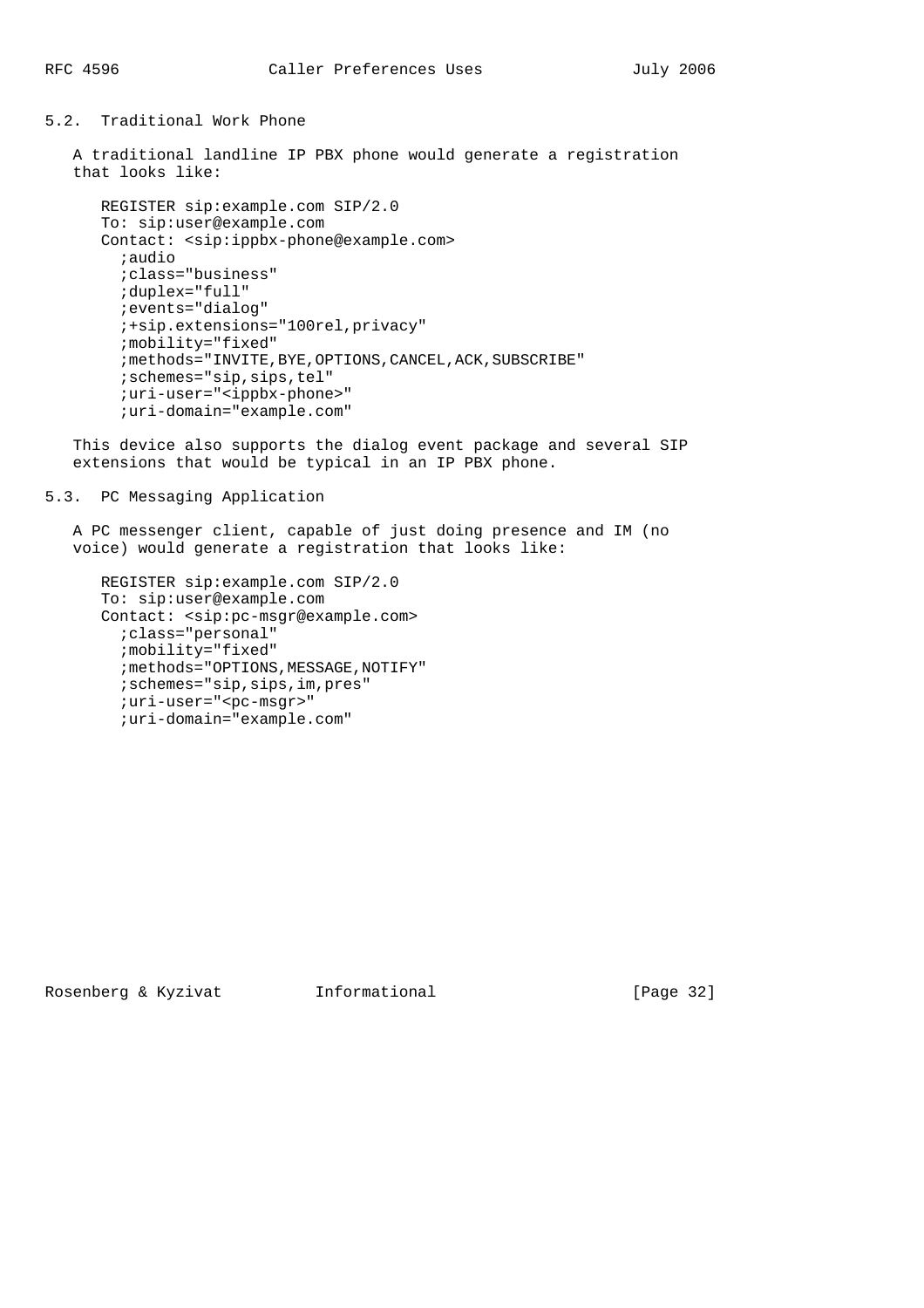## 5.2. Traditional Work Phone

A traditional landline IP PBX phone would generate a registration that looks like:

```
REGISTER sip:example.com SIP/2.0
To: sip:user@example.com
Contact: <sip:ippbx-phone@example.com>
  ;audio
  ;class="business"
  ;duplex="full"
  ;events="dialog"
  ;+sip.extensions="100rel,privacy"
  ;mobility="fixed"
  ;methods="INVITE,BYE,OPTIONS,CANCEL,ACK,SUBSCRIBE"
  ;schemes="sip,sips,tel"
  ;uri-user="<ippbx-phone>"
  ;uri-domain="example.com"
```

This device also supports the dialog event package and several SIP extensions that would be typical in an IP PBX phone.

## 5.3. PC Messaging Application

A PC messenger client, capable of just doing presence and IM (no voice) would generate a registration that looks like:

```
REGISTER sip:example.com SIP/2.0
To: sip:user@example.com
Contact: <sip:pc-msgr@example.com>
  ;class="personal"
  ;mobility="fixed"
  ;methods="OPTIONS,MESSAGE,NOTIFY"
  ;schemes="sip,sips,im,pres"
  ;uri-user="<pc-msgr>"
  ;uri-domain="example.com"
```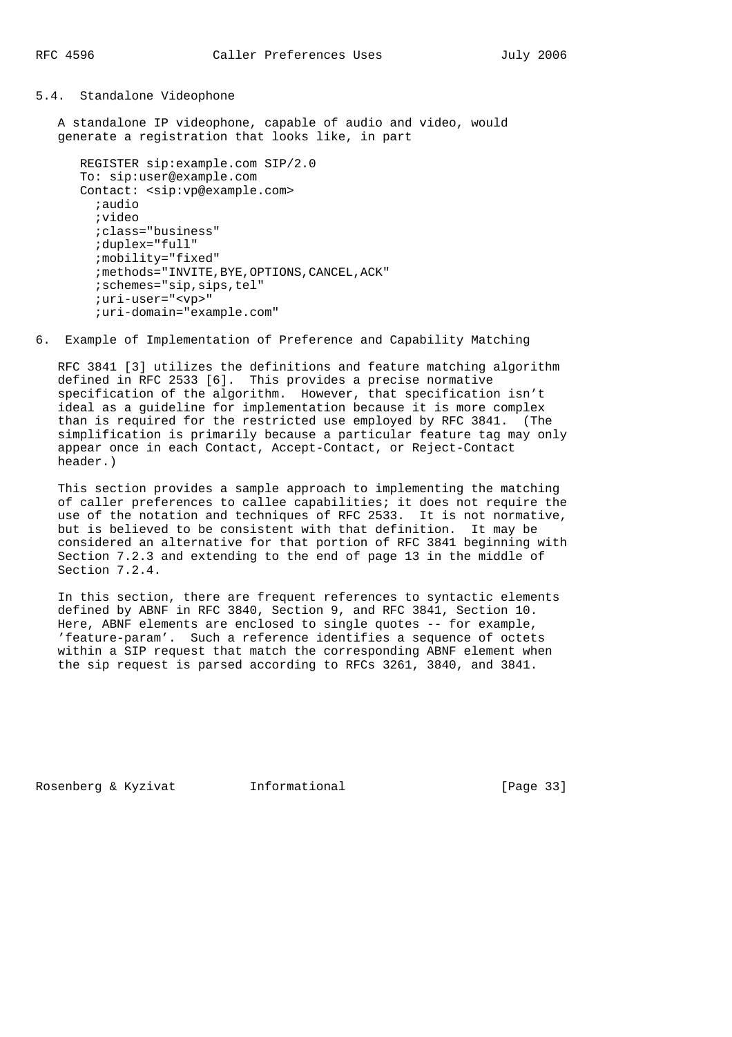### 5.4. Standalone Videophone

A standalone IP videophone, capable of audio and video, would generate a registration that looks like, in part

```
REGISTER sip:example.com SIP/2.0
To: sip:user@example.com
Contact: <sip:vp@example.com>
  ;audio
  ;video
  ;class="business"
  ;duplex="full"
  ;mobility="fixed"
  ;methods="INVITE,BYE,OPTIONS,CANCEL,ACK"
  ;schemes="sip,sips,tel"
  ;uri-user="<vp>"
  ;uri-domain="example.com"
```

## 6. Example of Implementation of Preference and Capability Matching

RFC 3841 [3] utilizes the definitions and feature matching algorithm defined in RFC 2533 [6]. This provides a precise normative specification of the algorithm. However, that specification isn't ideal as a guideline for implementation because it is more complex than is required for the restricted use employed by RFC 3841. (The simplification is primarily because a particular feature tag may only appear once in each Contact, Accept-Contact, or Reject-Contact header.)

This section provides a sample approach to implementing the matching of caller preferences to callee capabilities; it does not require the use of the notation and techniques of RFC 2533. It is not normative, but is believed to be consistent with that definition. It may be considered an alternative for that portion of RFC 3841 beginning with Section 7.2.3 and extending to the end of page 13 in the middle of Section 7.2.4.

In this section, there are frequent references to syntactic elements defined by ABNF in RFC 3840, Section 9, and RFC 3841, Section 10. Here, ABNF elements are enclosed to single quotes -- for example, 'feature-param'. Such a reference identifies a sequence of octets within a SIP request that match the corresponding ABNF element when the sip request is parsed according to RFCs 3261, 3840, and 3841.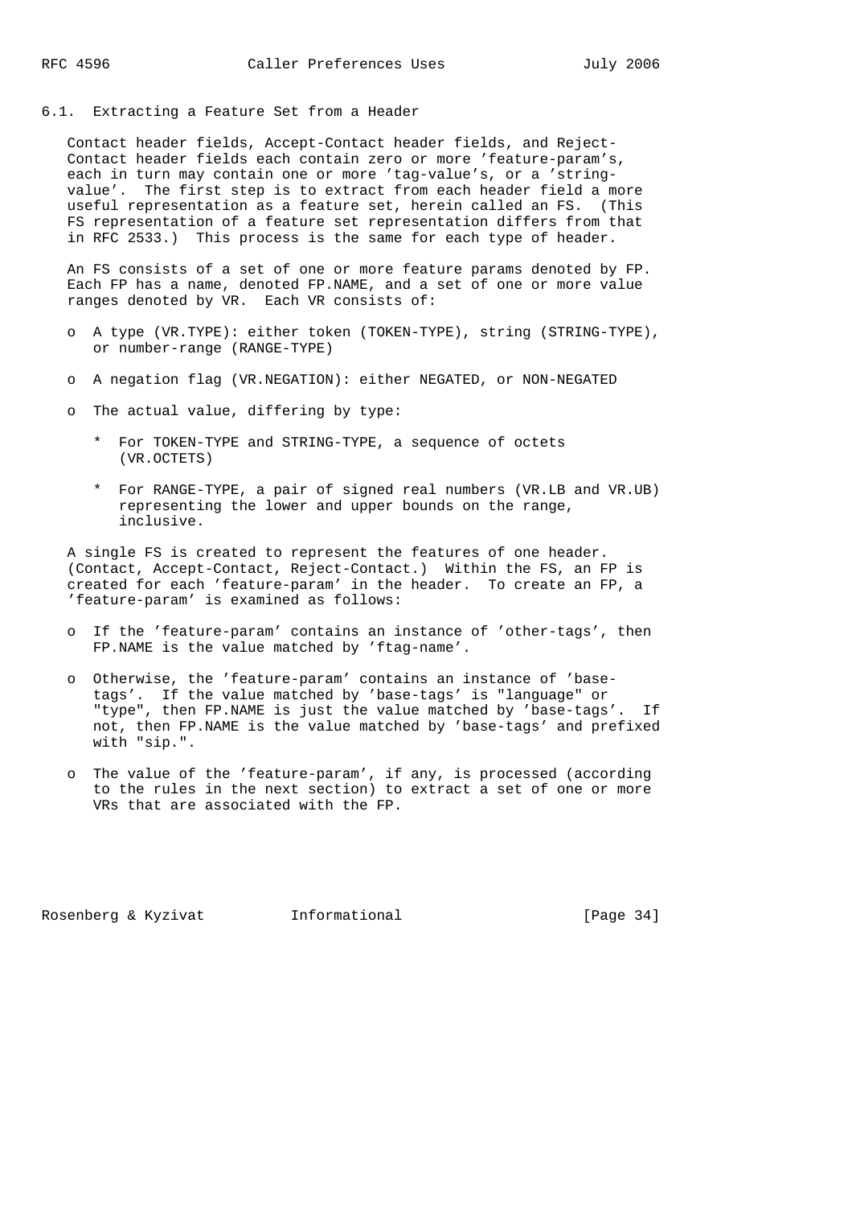### 6.1. Extracting a Feature Set from a Header

Contact header fields, Accept-Contact header fields, and Reject-Contact header fields each contain zero or more 'feature-param's, each in turn may contain one or more 'tag-value's, or a 'string-value'. The first step is to extract from each header field a more useful representation as a feature set, herein called an FS. (This FS representation of a feature set representation differs from that in RFC 2533.) This process is the same for each type of header.

An FS consists of a set of one or more feature params denoted by FP. Each FP has a name, denoted FP.NAME, and a set of one or more value ranges denoted by VR. Each VR consists of:

- A type (VR.TYPE): either token (TOKEN-TYPE), string (STRING-TYPE), or number-range (RANGE-TYPE)
- A negation flag (VR.NEGATION): either NEGATED, or NON-NEGATED
- The actual value, differing by type:
  - For TOKEN-TYPE and STRING-TYPE, a sequence of octets (VR.OCTETS)
  - For RANGE-TYPE, a pair of signed real numbers (VR.LB and VR.UB) representing the lower and upper bounds on the range, inclusive.

A single FS is created to represent the features of one header. (Contact, Accept-Contact, Reject-Contact.) Within the FS, an FP is created for each 'feature-param' in the header. To create an FP, a 'feature-param' is examined as follows:

- If the 'feature-param' contains an instance of 'other-tags', then FP.NAME is the value matched by 'ftag-name'.
- Otherwise, the 'feature-param' contains an instance of 'base-tags'. If the value matched by 'base-tags' is "language" or "type", then FP.NAME is just the value matched by 'base-tags'. If not, then FP.NAME is the value matched by 'base-tags' and prefixed with "sip.".
- The value of the 'feature-param', if any, is processed (according to the rules in the next section) to extract a set of one or more VRs that are associated with the FP.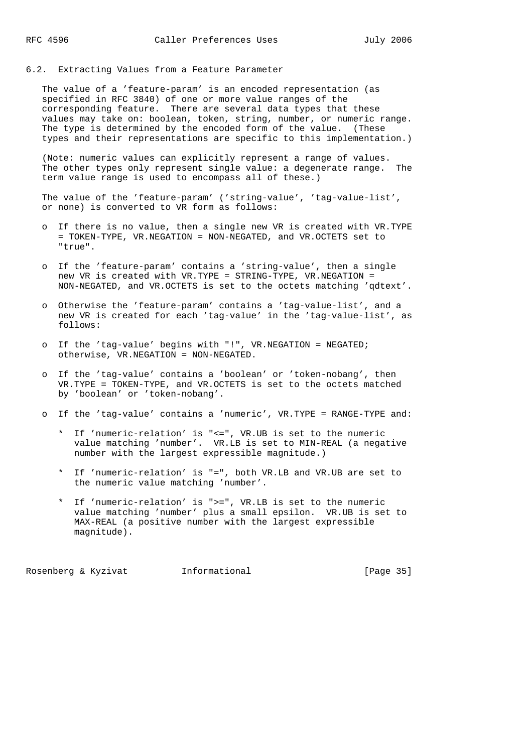### 6.2. Extracting Values from a Feature Parameter

The value of a 'feature-param' is an encoded representation (as specified in RFC 3840) of one or more value ranges of the corresponding feature. There are several data types that these values may take on: boolean, token, string, number, or numeric range. The type is determined by the encoded form of the value. (These types and their representations are specific to this implementation.)

(Note: numeric values can explicitly represent a range of values. The other types only represent single value: a degenerate range. The term value range is used to encompass all of these.)

The value of the 'feature-param' ('string-value', 'tag-value-list', or none) is converted to VR form as follows:

- If there is no value, then a single new VR is created with VR.TYPE = TOKEN-TYPE, VR.NEGATION = NON-NEGATED, and VR.OCTETS set to "true".
- If the 'feature-param' contains a 'string-value', then a single new VR is created with VR.TYPE = STRING-TYPE, VR.NEGATION = NON-NEGATED, and VR.OCTETS is set to the octets matching 'qdtext'.
- Otherwise the 'feature-param' contains a 'tag-value-list', and a new VR is created for each 'tag-value' in the 'tag-value-list', as follows:
- If the 'tag-value' begins with "!", VR.NEGATION = NEGATED; otherwise, VR.NEGATION = NON-NEGATED.
- If the 'tag-value' contains a 'boolean' or 'token-nobang', then VR.TYPE = TOKEN-TYPE, and VR.OCTETS is set to the octets matched by 'boolean' or 'token-nobang'.
- If the 'tag-value' contains a 'numeric', VR.TYPE = RANGE-TYPE and:
  - If 'numeric-relation' is "<=", VR.UB is set to the numeric value matching 'number'. VR.LB is set to MIN-REAL (a negative number with the largest expressible magnitude.)
  - If 'numeric-relation' is "=", both VR.LB and VR.UB are set to the numeric value matching 'number'.
  - If 'numeric-relation' is ">=", VR.LB is set to the numeric value matching 'number' plus a small epsilon. VR.UB is set to MAX-REAL (a positive number with the largest expressible magnitude).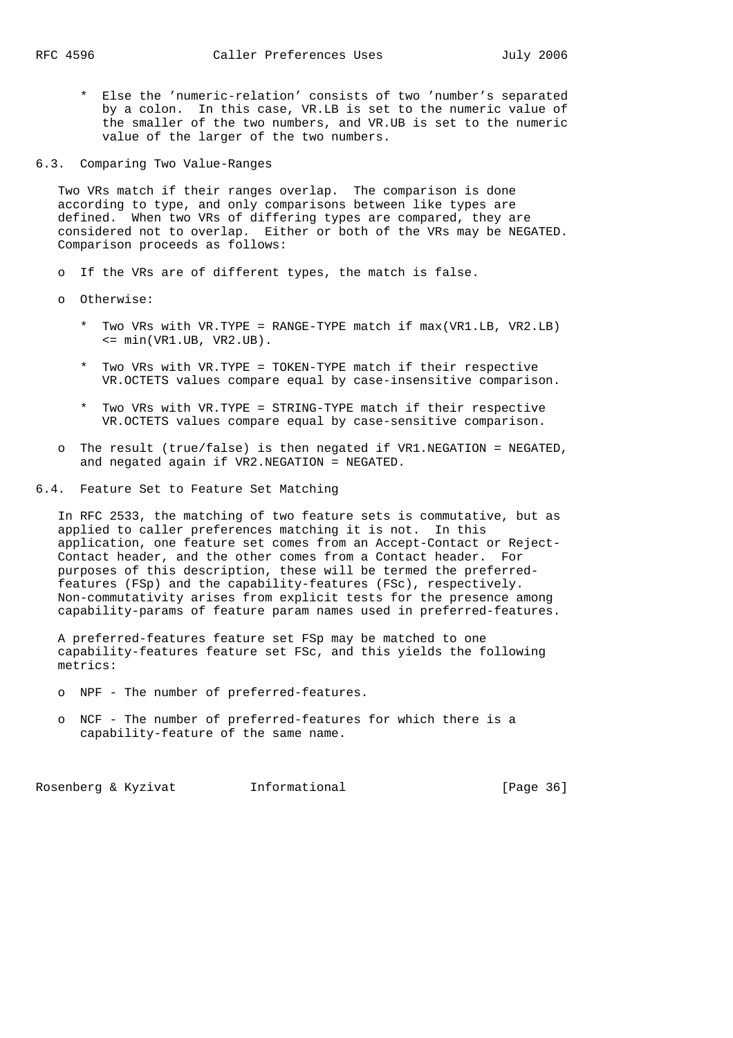* Else the 'numeric-relation' consists of two 'number's separated by a colon. In this case, VR.LB is set to the numeric value of the smaller of the two numbers, and VR.UB is set to the numeric value of the larger of the two numbers.

### 6.3. Comparing Two Value-Ranges

Two VRs match if their ranges overlap. The comparison is done according to type, and only comparisons between like types are defined. When two VRs of differing types are compared, they are considered not to overlap. Either or both of the VRs may be NEGATED. Comparison proceeds as follows:

- If the VRs are of different types, the match is false.
- Otherwise:
   * Two VRs with VR.TYPE = RANGE-TYPE match if max(VR1.LB, VR2.LB) <= min(VR1.UB, VR2.UB).
   * Two VRs with VR.TYPE = TOKEN-TYPE match if their respective VR.OCTETS values compare equal by case-insensitive comparison.
   * Two VRs with VR.TYPE = STRING-TYPE match if their respective VR.OCTETS values compare equal by case-sensitive comparison.
- The result (true/false) is then negated if VR1.NEGATION = NEGATED, and negated again if VR2.NEGATION = NEGATED.

### 6.4. Feature Set to Feature Set Matching

In RFC 2533, the matching of two feature sets is commutative, but as applied to caller preferences matching it is not. In this application, one feature set comes from an Accept-Contact or Reject-Contact header, and the other comes from a Contact header. For purposes of this description, these will be termed the preferred-features (FSp) and the capability-features (FSc), respectively. Non-commutativity arises from explicit tests for the presence among capability-params of feature param names used in preferred-features.

A preferred-features feature set FSp may be matched to one capability-features feature set FSc, and this yields the following metrics:

- NPF - The number of preferred-features.
- NCF - The number of preferred-features for which there is a capability-feature of the same name.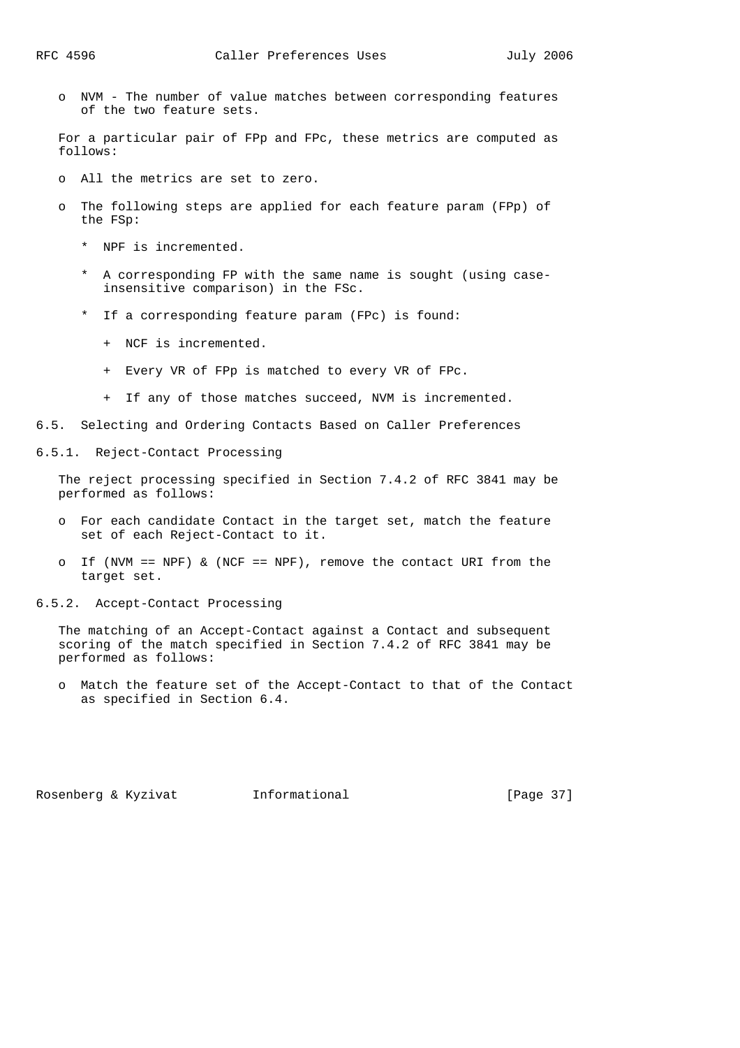- NVM - The number of value matches between corresponding features of the two feature sets.

For a particular pair of FPp and FPc, these metrics are computed as follows:

- All the metrics are set to zero.

- The following steps are applied for each feature param (FPp) of the FSp:

  * NPF is incremented.

  * A corresponding FP with the same name is sought (using case-insensitive comparison) in the FSc.

  * If a corresponding feature param (FPc) is found:

    + NCF is incremented.

    + Every VR of FPp is matched to every VR of FPc.

    + If any of those matches succeed, NVM is incremented.

### 6.5. Selecting and Ordering Contacts Based on Caller Preferences

#### 6.5.1. Reject-Contact Processing

The reject processing specified in Section 7.4.2 of RFC 3841 may be performed as follows:

- For each candidate Contact in the target set, match the feature set of each Reject-Contact to it.

- If (NVM == NPF) & (NCF == NPF), remove the contact URI from the target set.

#### 6.5.2. Accept-Contact Processing

The matching of an Accept-Contact against a Contact and subsequent scoring of the match specified in Section 7.4.2 of RFC 3841 may be performed as follows:

- Match the feature set of the Accept-Contact to that of the Contact as specified in Section 6.4.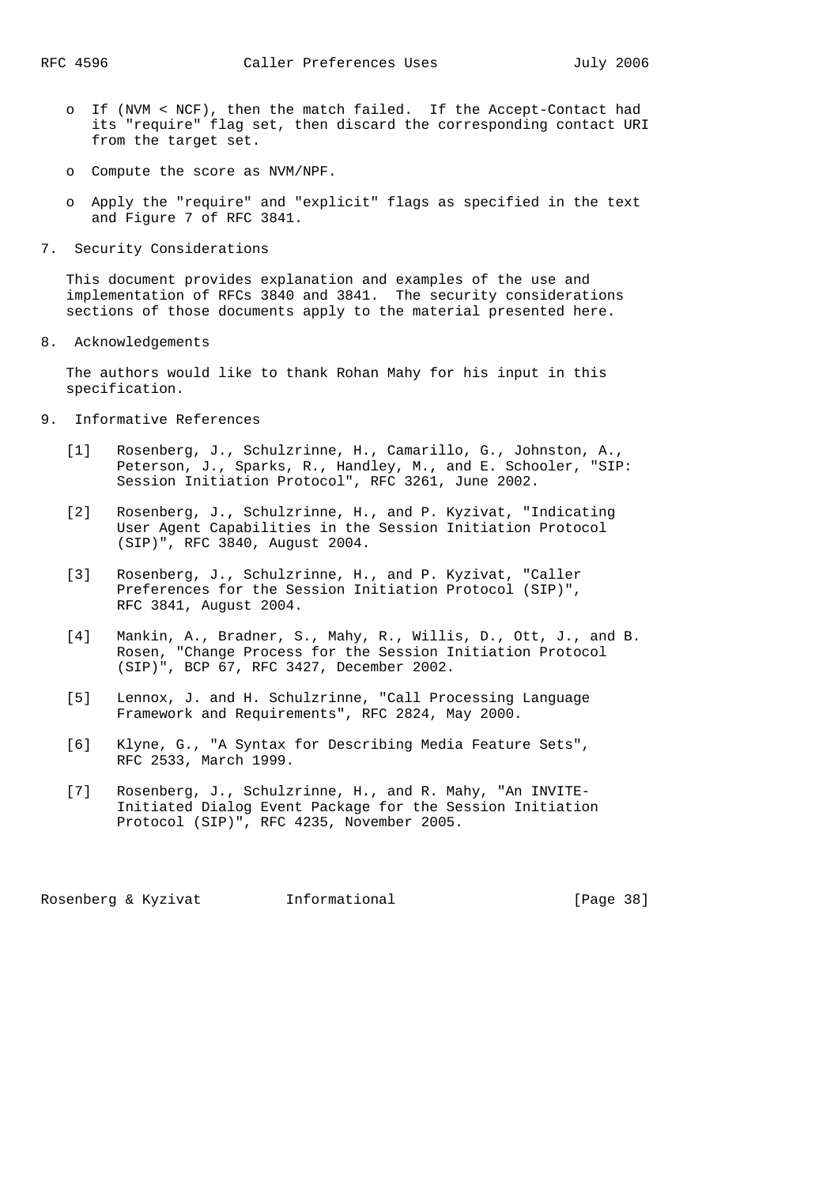- If (NVM < NCF), then the match failed. If the Accept-Contact had its "require" flag set, then discard the corresponding contact URI from the target set.
- Compute the score as NVM/NPF.
- Apply the "require" and "explicit" flags as specified in the text and Figure 7 of RFC 3841.

## 7. Security Considerations

This document provides explanation and examples of the use and implementation of RFCs 3840 and 3841. The security considerations sections of those documents apply to the material presented here.

## 8. Acknowledgements

The authors would like to thank Rohan Mahy for his input in this specification.

## 9. Informative References

[1] Rosenberg, J., Schulzrinne, H., Camarillo, G., Johnston, A., Peterson, J., Sparks, R., Handley, M., and E. Schooler, "SIP: Session Initiation Protocol", RFC 3261, June 2002.

[2] Rosenberg, J., Schulzrinne, H., and P. Kyzivat, "Indicating User Agent Capabilities in the Session Initiation Protocol (SIP)", RFC 3840, August 2004.

[3] Rosenberg, J., Schulzrinne, H., and P. Kyzivat, "Caller Preferences for the Session Initiation Protocol (SIP)", RFC 3841, August 2004.

[4] Mankin, A., Bradner, S., Mahy, R., Willis, D., Ott, J., and B. Rosen, "Change Process for the Session Initiation Protocol (SIP)", BCP 67, RFC 3427, December 2002.

[5] Lennox, J. and H. Schulzrinne, "Call Processing Language Framework and Requirements", RFC 2824, May 2000.

[6] Klyne, G., "A Syntax for Describing Media Feature Sets", RFC 2533, March 1999.

[7] Rosenberg, J., Schulzrinne, H., and R. Mahy, "An INVITE-Initiated Dialog Event Package for the Session Initiation Protocol (SIP)", RFC 4235, November 2005.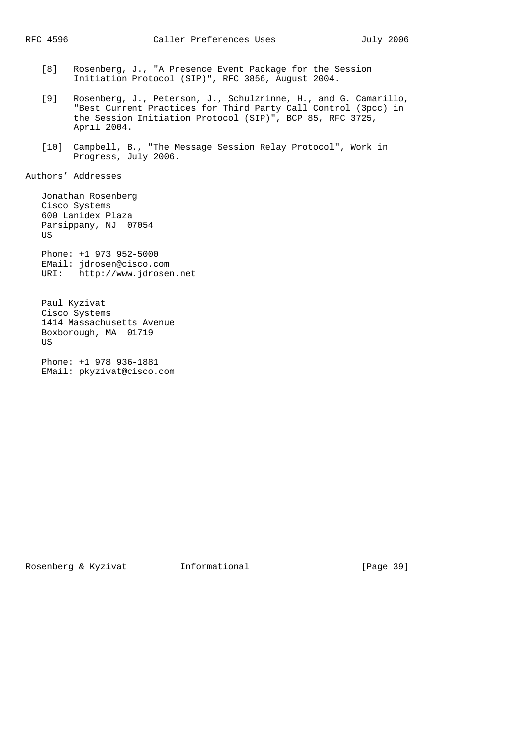[8] Rosenberg, J., "A Presence Event Package for the Session Initiation Protocol (SIP)", RFC 3856, August 2004.

[9] Rosenberg, J., Peterson, J., Schulzrinne, H., and G. Camarillo, "Best Current Practices for Third Party Call Control (3pcc) in the Session Initiation Protocol (SIP)", BCP 85, RFC 3725, April 2004.

[10] Campbell, B., "The Message Session Relay Protocol", Work in Progress, July 2006.

## Authors' Addresses

Jonathan Rosenberg
Cisco Systems
600 Lanidex Plaza
Parsippany, NJ 07054
US

Phone: +1 973 952-5000
EMail: jdrosen@cisco.com
URI: http://www.jdrosen.net

Paul Kyzivat
Cisco Systems
1414 Massachusetts Avenue
Boxborough, MA 01719
US

Phone: +1 978 936-1881
EMail: pkyzivat@cisco.com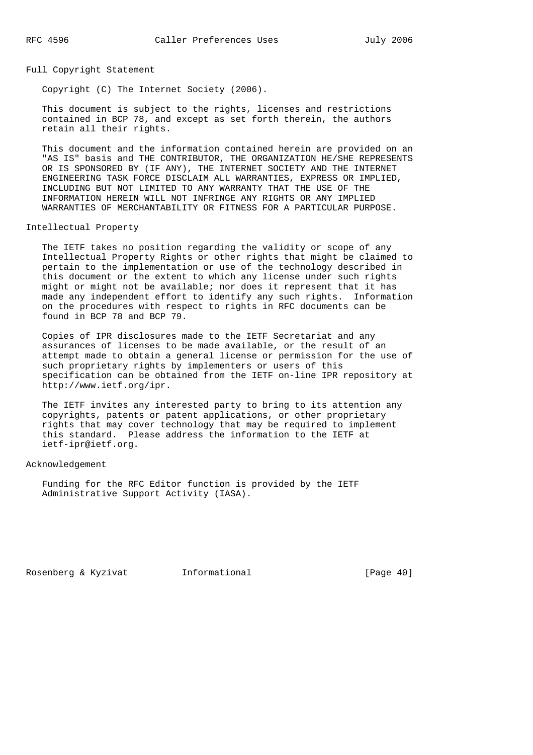## Full Copyright Statement

Copyright (C) The Internet Society (2006).

This document is subject to the rights, licenses and restrictions contained in BCP 78, and except as set forth therein, the authors retain all their rights.

This document and the information contained herein are provided on an "AS IS" basis and THE CONTRIBUTOR, THE ORGANIZATION HE/SHE REPRESENTS OR IS SPONSORED BY (IF ANY), THE INTERNET SOCIETY AND THE INTERNET ENGINEERING TASK FORCE DISCLAIM ALL WARRANTIES, EXPRESS OR IMPLIED, INCLUDING BUT NOT LIMITED TO ANY WARRANTY THAT THE USE OF THE INFORMATION HEREIN WILL NOT INFRINGE ANY RIGHTS OR ANY IMPLIED WARRANTIES OF MERCHANTABILITY OR FITNESS FOR A PARTICULAR PURPOSE.

## Intellectual Property

The IETF takes no position regarding the validity or scope of any Intellectual Property Rights or other rights that might be claimed to pertain to the implementation or use of the technology described in this document or the extent to which any license under such rights might or might not be available; nor does it represent that it has made any independent effort to identify any such rights. Information on the procedures with respect to rights in RFC documents can be found in BCP 78 and BCP 79.

Copies of IPR disclosures made to the IETF Secretariat and any assurances of licenses to be made available, or the result of an attempt made to obtain a general license or permission for the use of such proprietary rights by implementers or users of this specification can be obtained from the IETF on-line IPR repository at http://www.ietf.org/ipr.

The IETF invites any interested party to bring to its attention any copyrights, patents or patent applications, or other proprietary rights that may cover technology that may be required to implement this standard. Please address the information to the IETF at ietf-ipr@ietf.org.

## Acknowledgement

Funding for the RFC Editor function is provided by the IETF Administrative Support Activity (IASA).